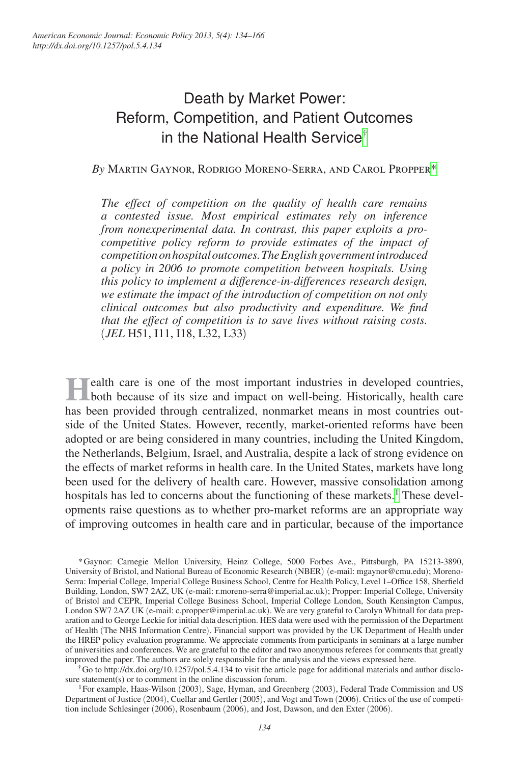# Death by Market Power: Reform, Competition, and Patient Outcomes in the National Health Service[†]

*By* Martin Gaynor, Rodrigo Moreno-Serra, and Carol Propper[*]

*The effect of competition on the quality of health care remains a contested issue. Most empirical estimates rely on inference from nonexperimental data. In contrast, this paper exploits a pro-competitive policy reform to provide estimates of the impact of competition on hospital outcomes. The English government introduced a policy in 2006 to promote competition between hospitals. Using this policy to implement a difference-in-differences research design, we estimate the impact of the introduction of competition on not only clinical outcomes but also productivity and expenditure. We find that the effect of competition is to save lives without raising costs.* (*JEL* H51, I11, I18, L32, L33)

Health care is one of the most important industries in developed countries, both because of its size and impact on well-being. Historically, health care has been provided through centralized, nonmarket means in most countries outside of the United States. However, recently, market-oriented reforms have been adopted or are being considered in many countries, including the United Kingdom, the Netherlands, Belgium, Israel, and Australia, despite a lack of strong evidence on the effects of market reforms in health care. In the United States, markets have long been used for the delivery of health care. However, massive consolidation among hospitals has led to concerns about the functioning of these markets.[1] These developments raise questions as to whether pro-market reforms are an appropriate way of improving outcomes in health care and in particular, because of the importance

[*] Gaynor: Carnegie Mellon University, Heinz College, 5000 Forbes Ave., Pittsburgh, PA 15213-3890, University of Bristol, and National Bureau of Economic Research (NBER) (e-mail: mgaynor@cmu.edu); Moreno-Serra: Imperial College, Imperial College Business School, Centre for Health Policy, Level 1–Office 158, Sherfield Building, London, SW7 2AZ, UK (e-mail: r.moreno-serra@imperial.ac.uk); Propper: Imperial College, University of Bristol and CEPR, Imperial College Business School, Imperial College London, South Kensington Campus, London SW7 2AZ UK (e-mail: c.propper@imperial.ac.uk). We are very grateful to Carolyn Whitnall for data preparation and to George Leckie for initial data description. HES data were used with the permission of the Department of Health (The NHS Information Centre). Financial support was provided by the UK Department of Health under the HREP policy evaluation programme. We appreciate comments from participants in seminars at a large number of universities and conferences. We are grateful to the editor and two anonymous referees for comments that greatly improved the paper. The authors are solely responsible for the analysis and the views expressed here.

[†] Go to http://dx.doi.org/10.1257/pol.5.4.134 to visit the article page for additional materials and author disclosure statement(s) or to comment in the online discussion forum.

[1] For example, Haas-Wilson (2003), Sage, Hyman, and Greenberg (2003), Federal Trade Commission and US Department of Justice (2004), Cuellar and Gertler (2005), and Vogt and Town (2006). Critics of the use of competition include Schlesinger (2006), Rosenbaum (2006), and Jost, Dawson, and den Exter (2006).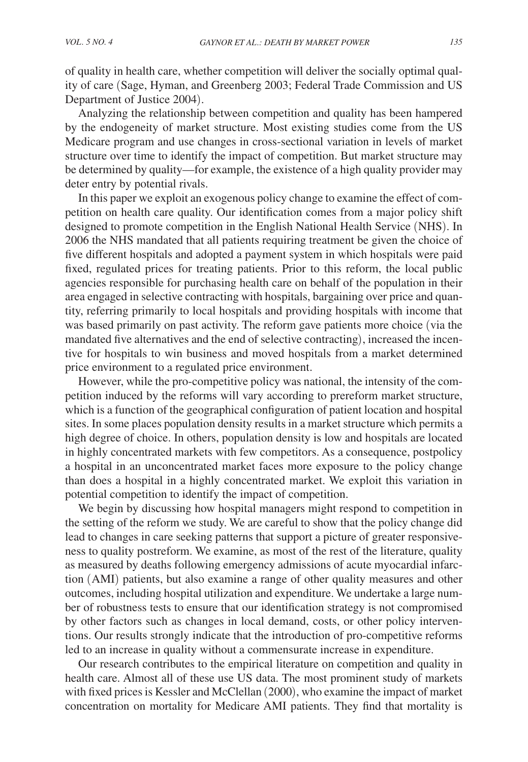of quality in health care, whether competition will deliver the socially optimal quality of care (Sage, Hyman, and Greenberg 2003; Federal Trade Commission and US Department of Justice 2004).

Analyzing the relationship between competition and quality has been hampered by the endogeneity of market structure. Most existing studies come from the US Medicare program and use changes in cross-sectional variation in levels of market structure over time to identify the impact of competition. But market structure may be determined by quality—for example, the existence of a high quality provider may deter entry by potential rivals.

In this paper we exploit an exogenous policy change to examine the effect of competition on health care quality. Our identification comes from a major policy shift designed to promote competition in the English National Health Service (NHS). In 2006 the NHS mandated that all patients requiring treatment be given the choice of five different hospitals and adopted a payment system in which hospitals were paid fixed, regulated prices for treating patients. Prior to this reform, the local public agencies responsible for purchasing health care on behalf of the population in their area engaged in selective contracting with hospitals, bargaining over price and quantity, referring primarily to local hospitals and providing hospitals with income that was based primarily on past activity. The reform gave patients more choice (via the mandated five alternatives and the end of selective contracting), increased the incentive for hospitals to win business and moved hospitals from a market determined price environment to a regulated price environment.

However, while the pro-competitive policy was national, the intensity of the competition induced by the reforms will vary according to prereform market structure, which is a function of the geographical configuration of patient location and hospital sites. In some places population density results in a market structure which permits a high degree of choice. In others, population density is low and hospitals are located in highly concentrated markets with few competitors. As a consequence, postpolicy a hospital in an unconcentrated market faces more exposure to the policy change than does a hospital in a highly concentrated market. We exploit this variation in potential competition to identify the impact of competition.

We begin by discussing how hospital managers might respond to competition in the setting of the reform we study. We are careful to show that the policy change did lead to changes in care seeking patterns that support a picture of greater responsiveness to quality postreform. We examine, as most of the rest of the literature, quality as measured by deaths following emergency admissions of acute myocardial infarction (AMI) patients, but also examine a range of other quality measures and other outcomes, including hospital utilization and expenditure. We undertake a large number of robustness tests to ensure that our identification strategy is not compromised by other factors such as changes in local demand, costs, or other policy interventions. Our results strongly indicate that the introduction of pro-competitive reforms led to an increase in quality without a commensurate increase in expenditure.

Our research contributes to the empirical literature on competition and quality in health care. Almost all of these use US data. The most prominent study of markets with fixed prices is Kessler and McClellan (2000), who examine the impact of market concentration on mortality for Medicare AMI patients. They find that mortality is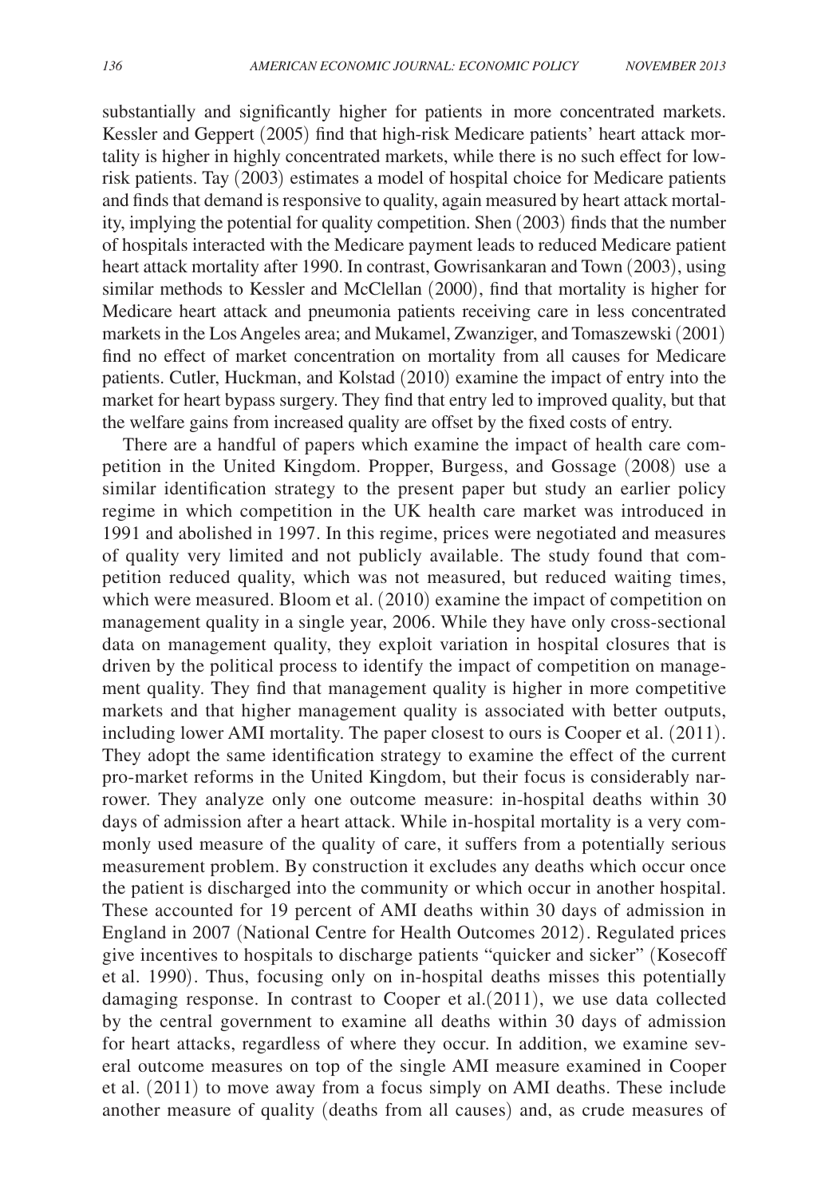substantially and significantly higher for patients in more concentrated markets. Kessler and Geppert (2005) find that high-risk Medicare patients' heart attack mortality is higher in highly concentrated markets, while there is no such effect for low-risk patients. Tay (2003) estimates a model of hospital choice for Medicare patients and finds that demand is responsive to quality, again measured by heart attack mortality, implying the potential for quality competition. Shen (2003) finds that the number of hospitals interacted with the Medicare payment leads to reduced Medicare patient heart attack mortality after 1990. In contrast, Gowrisankaran and Town (2003), using similar methods to Kessler and McClellan (2000), find that mortality is higher for Medicare heart attack and pneumonia patients receiving care in less concentrated markets in the Los Angeles area; and Mukamel, Zwanziger, and Tomaszewski (2001) find no effect of market concentration on mortality from all causes for Medicare patients. Cutler, Huckman, and Kolstad (2010) examine the impact of entry into the market for heart bypass surgery. They find that entry led to improved quality, but that the welfare gains from increased quality are offset by the fixed costs of entry.

There are a handful of papers which examine the impact of health care competition in the United Kingdom. Propper, Burgess, and Gossage (2008) use a similar identification strategy to the present paper but study an earlier policy regime in which competition in the UK health care market was introduced in 1991 and abolished in 1997. In this regime, prices were negotiated and measures of quality very limited and not publicly available. The study found that competition reduced quality, which was not measured, but reduced waiting times, which were measured. Bloom et al. (2010) examine the impact of competition on management quality in a single year, 2006. While they have only cross-sectional data on management quality, they exploit variation in hospital closures that is driven by the political process to identify the impact of competition on management quality. They find that management quality is higher in more competitive markets and that higher management quality is associated with better outputs, including lower AMI mortality. The paper closest to ours is Cooper et al. (2011). They adopt the same identification strategy to examine the effect of the current pro-market reforms in the United Kingdom, but their focus is considerably narrower. They analyze only one outcome measure: in-hospital deaths within 30 days of admission after a heart attack. While in-hospital mortality is a very commonly used measure of the quality of care, it suffers from a potentially serious measurement problem. By construction it excludes any deaths which occur once the patient is discharged into the community or which occur in another hospital. These accounted for 19 percent of AMI deaths within 30 days of admission in England in 2007 (National Centre for Health Outcomes 2012). Regulated prices give incentives to hospitals to discharge patients "quicker and sicker" (Kosecoff et al. 1990). Thus, focusing only on in-hospital deaths misses this potentially damaging response. In contrast to Cooper et al.(2011), we use data collected by the central government to examine all deaths within 30 days of admission for heart attacks, regardless of where they occur. In addition, we examine several outcome measures on top of the single AMI measure examined in Cooper et al. (2011) to move away from a focus simply on AMI deaths. These include another measure of quality (deaths from all causes) and, as crude measures of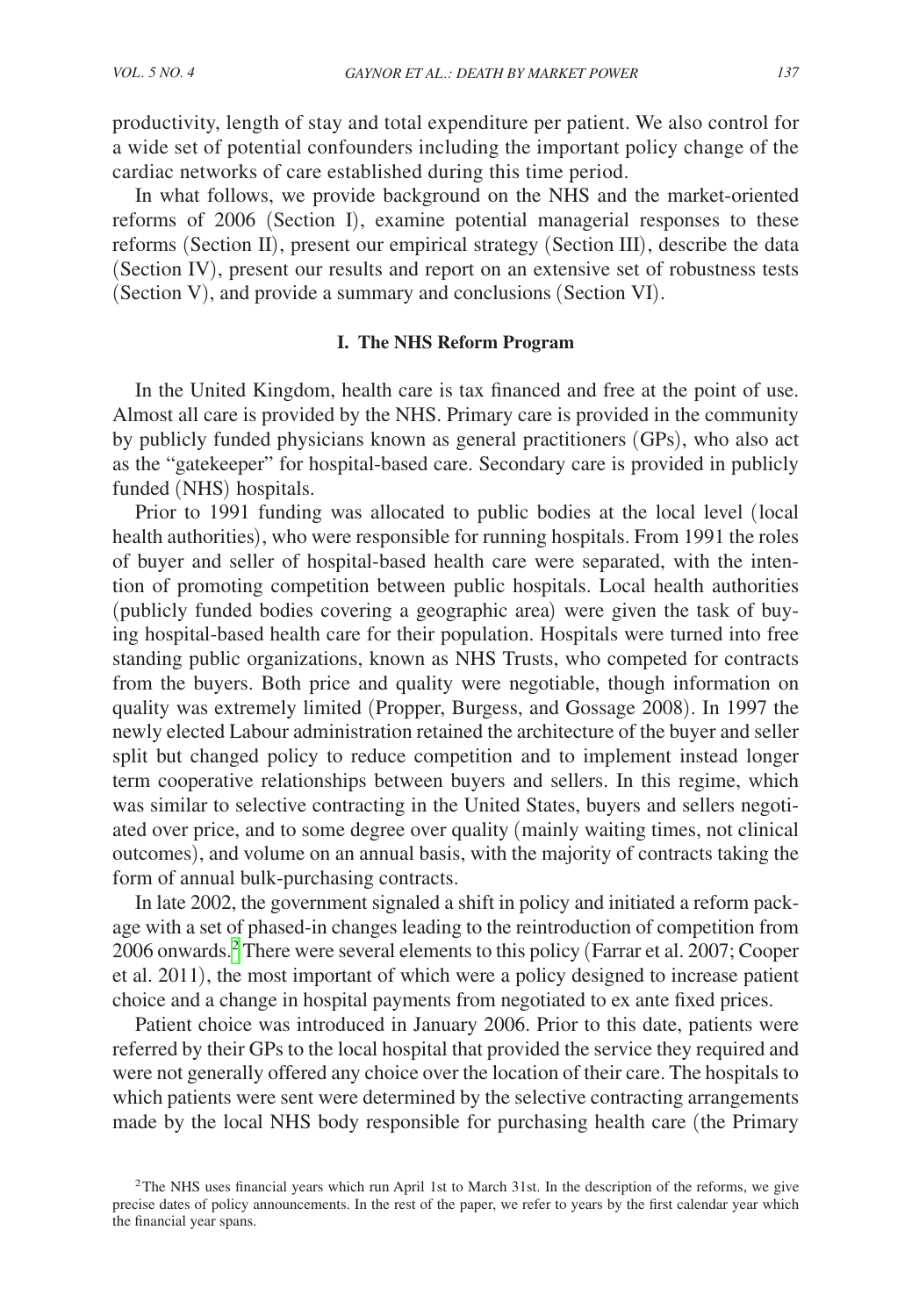productivity, length of stay and total expenditure per patient. We also control for a wide set of potential confounders including the important policy change of the cardiac networks of care established during this time period.

In what follows, we provide background on the NHS and the market-oriented reforms of 2006 (Section I), examine potential managerial responses to these reforms (Section II), present our empirical strategy (Section III), describe the data (Section IV), present our results and report on an extensive set of robustness tests (Section V), and provide a summary and conclusions (Section VI).

## I. The NHS Reform Program

In the United Kingdom, health care is tax financed and free at the point of use. Almost all care is provided by the NHS. Primary care is provided in the community by publicly funded physicians known as general practitioners (GPs), who also act as the "gatekeeper" for hospital-based care. Secondary care is provided in publicly funded (NHS) hospitals.

Prior to 1991 funding was allocated to public bodies at the local level (local health authorities), who were responsible for running hospitals. From 1991 the roles of buyer and seller of hospital-based health care were separated, with the intention of promoting competition between public hospitals. Local health authorities (publicly funded bodies covering a geographic area) were given the task of buying hospital-based health care for their population. Hospitals were turned into free standing public organizations, known as NHS Trusts, who competed for contracts from the buyers. Both price and quality were negotiable, though information on quality was extremely limited (Propper, Burgess, and Gossage 2008). In 1997 the newly elected Labour administration retained the architecture of the buyer and seller split but changed policy to reduce competition and to implement instead longer term cooperative relationships between buyers and sellers. In this regime, which was similar to selective contracting in the United States, buyers and sellers negotiated over price, and to some degree over quality (mainly waiting times, not clinical outcomes), and volume on an annual basis, with the majority of contracts taking the form of annual bulk-purchasing contracts.

In late 2002, the government signaled a shift in policy and initiated a reform package with a set of phased-in changes leading to the reintroduction of competition from 2006 onwards.[2] There were several elements to this policy (Farrar et al. 2007; Cooper et al. 2011), the most important of which were a policy designed to increase patient choice and a change in hospital payments from negotiated to ex ante fixed prices.

Patient choice was introduced in January 2006. Prior to this date, patients were referred by their GPs to the local hospital that provided the service they required and were not generally offered any choice over the location of their care. The hospitals to which patients were sent were determined by the selective contracting arrangements made by the local NHS body responsible for purchasing health care (the Primary

[2] The NHS uses financial years which run April 1st to March 31st. In the description of the reforms, we give precise dates of policy announcements. In the rest of the paper, we refer to years by the first calendar year which the financial year spans.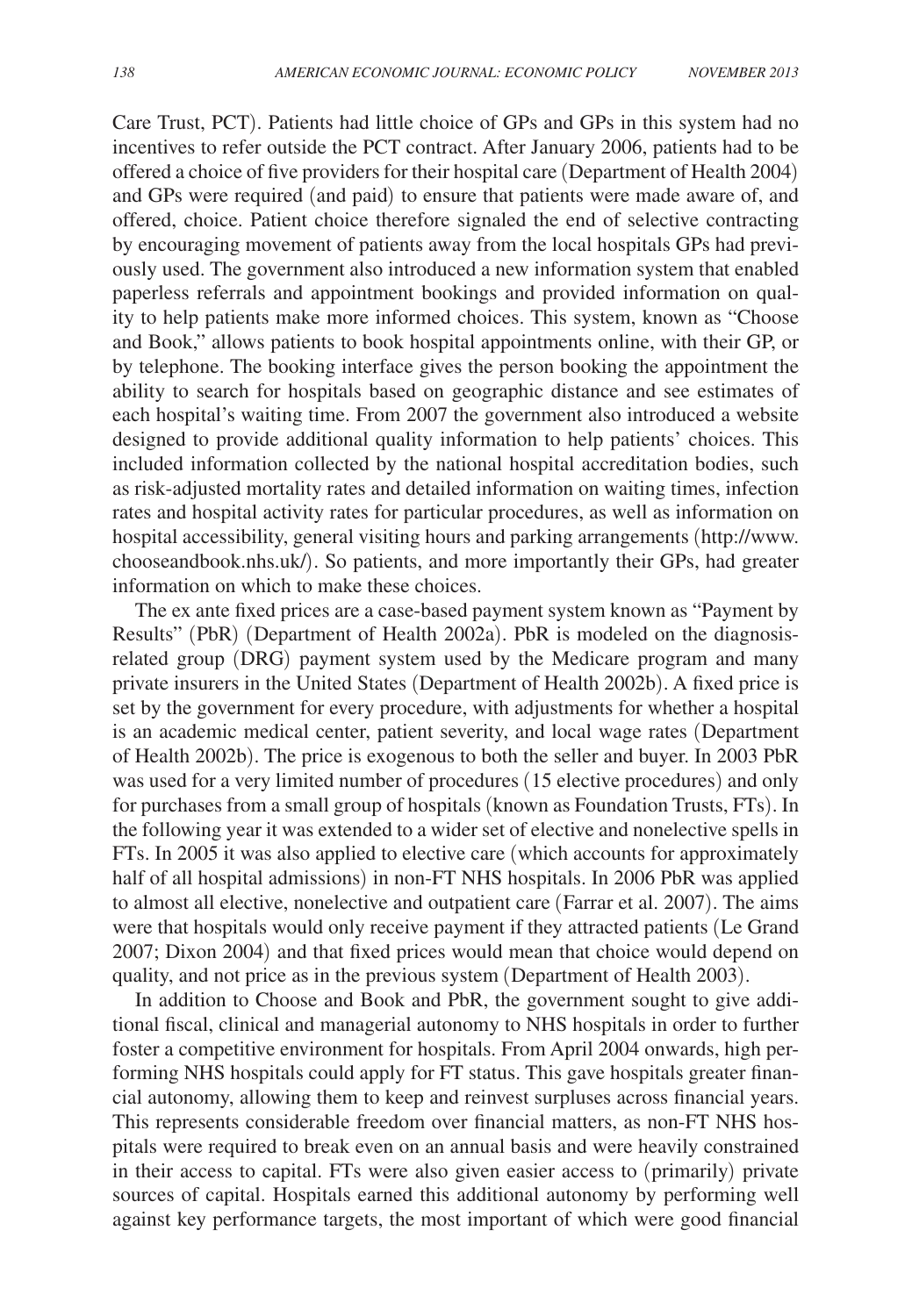Care Trust, PCT). Patients had little choice of GPs and GPs in this system had no incentives to refer outside the PCT contract. After January 2006, patients had to be offered a choice of five providers for their hospital care (Department of Health 2004) and GPs were required (and paid) to ensure that patients were made aware of, and offered, choice. Patient choice therefore signaled the end of selective contracting by encouraging movement of patients away from the local hospitals GPs had previously used. The government also introduced a new information system that enabled paperless referrals and appointment bookings and provided information on quality to help patients make more informed choices. This system, known as "Choose and Book," allows patients to book hospital appointments online, with their GP, or by telephone. The booking interface gives the person booking the appointment the ability to search for hospitals based on geographic distance and see estimates of each hospital's waiting time. From 2007 the government also introduced a website designed to provide additional quality information to help patients' choices. This included information collected by the national hospital accreditation bodies, such as risk-adjusted mortality rates and detailed information on waiting times, infection rates and hospital activity rates for particular procedures, as well as information on hospital accessibility, general visiting hours and parking arrangements (http://www.chooseandbook.nhs.uk/). So patients, and more importantly their GPs, had greater information on which to make these choices.

The ex ante fixed prices are a case-based payment system known as "Payment by Results" (PbR) (Department of Health 2002a). PbR is modeled on the diagnosis-related group (DRG) payment system used by the Medicare program and many private insurers in the United States (Department of Health 2002b). A fixed price is set by the government for every procedure, with adjustments for whether a hospital is an academic medical center, patient severity, and local wage rates (Department of Health 2002b). The price is exogenous to both the seller and buyer. In 2003 PbR was used for a very limited number of procedures (15 elective procedures) and only for purchases from a small group of hospitals (known as Foundation Trusts, FTs). In the following year it was extended to a wider set of elective and nonelective spells in FTs. In 2005 it was also applied to elective care (which accounts for approximately half of all hospital admissions) in non-FT NHS hospitals. In 2006 PbR was applied to almost all elective, nonelective and outpatient care (Farrar et al. 2007). The aims were that hospitals would only receive payment if they attracted patients (Le Grand 2007; Dixon 2004) and that fixed prices would mean that choice would depend on quality, and not price as in the previous system (Department of Health 2003).

In addition to Choose and Book and PbR, the government sought to give additional fiscal, clinical and managerial autonomy to NHS hospitals in order to further foster a competitive environment for hospitals. From April 2004 onwards, high performing NHS hospitals could apply for FT status. This gave hospitals greater financial autonomy, allowing them to keep and reinvest surpluses across financial years. This represents considerable freedom over financial matters, as non-FT NHS hospitals were required to break even on an annual basis and were heavily constrained in their access to capital. FTs were also given easier access to (primarily) private sources of capital. Hospitals earned this additional autonomy by performing well against key performance targets, the most important of which were good financial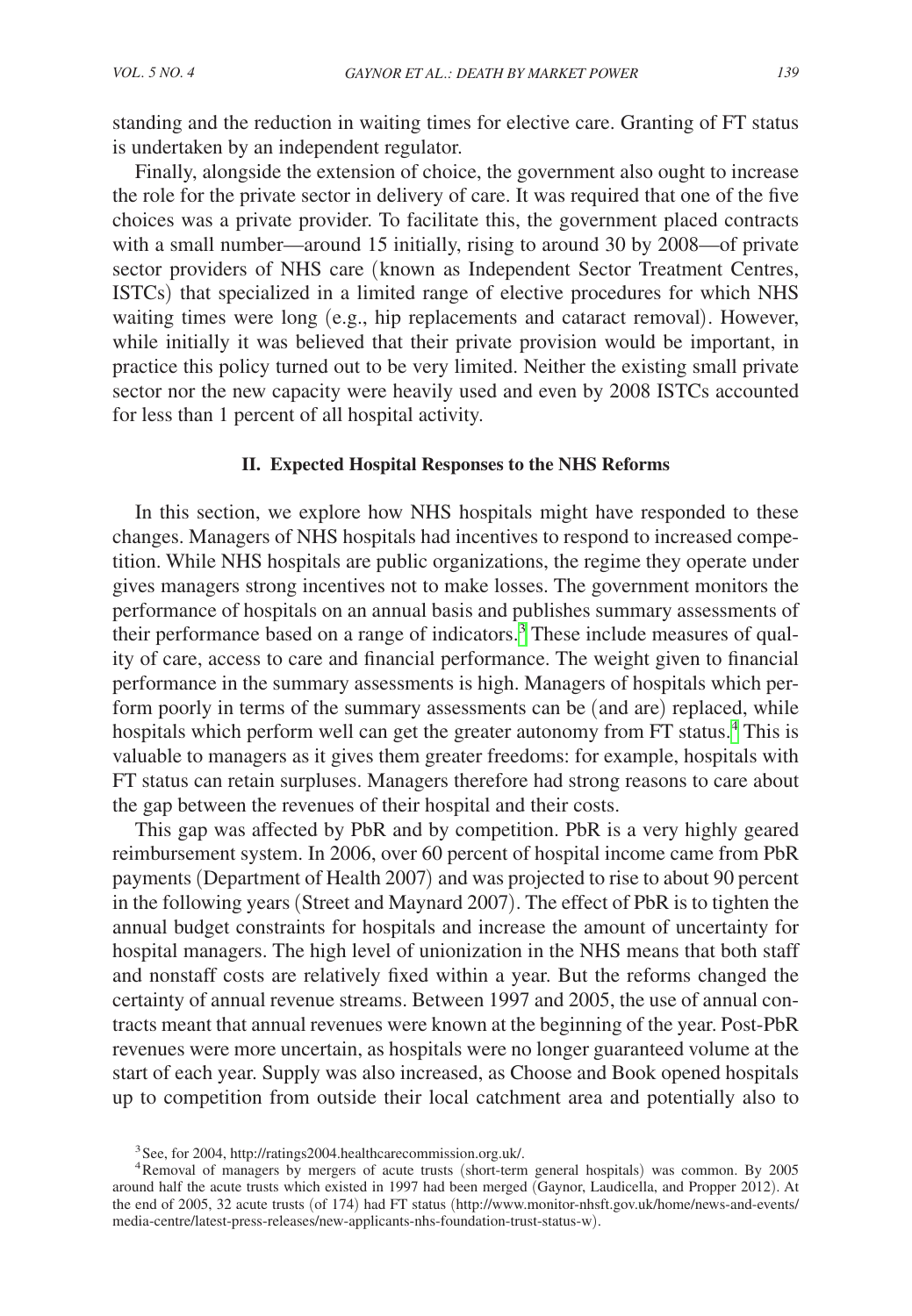standing and the reduction in waiting times for elective care. Granting of FT status is undertaken by an independent regulator.

Finally, alongside the extension of choice, the government also ought to increase the role for the private sector in delivery of care. It was required that one of the five choices was a private provider. To facilitate this, the government placed contracts with a small number—around 15 initially, rising to around 30 by 2008—of private sector providers of NHS care (known as Independent Sector Treatment Centres, ISTCs) that specialized in a limited range of elective procedures for which NHS waiting times were long (e.g., hip replacements and cataract removal). However, while initially it was believed that their private provision would be important, in practice this policy turned out to be very limited. Neither the existing small private sector nor the new capacity were heavily used and even by 2008 ISTCs accounted for less than 1 percent of all hospital activity.

## II. Expected Hospital Responses to the NHS Reforms

In this section, we explore how NHS hospitals might have responded to these changes. Managers of NHS hospitals had incentives to respond to increased competition. While NHS hospitals are public organizations, the regime they operate under gives managers strong incentives not to make losses. The government monitors the performance of hospitals on an annual basis and publishes summary assessments of their performance based on a range of indicators.[3] These include measures of quality of care, access to care and financial performance. The weight given to financial performance in the summary assessments is high. Managers of hospitals which perform poorly in terms of the summary assessments can be (and are) replaced, while hospitals which perform well can get the greater autonomy from FT status.[4] This is valuable to managers as it gives them greater freedoms: for example, hospitals with FT status can retain surpluses. Managers therefore had strong reasons to care about the gap between the revenues of their hospital and their costs.

This gap was affected by PbR and by competition. PbR is a very highly geared reimbursement system. In 2006, over 60 percent of hospital income came from PbR payments (Department of Health 2007) and was projected to rise to about 90 percent in the following years (Street and Maynard 2007). The effect of PbR is to tighten the annual budget constraints for hospitals and increase the amount of uncertainty for hospital managers. The high level of unionization in the NHS means that both staff and nonstaff costs are relatively fixed within a year. But the reforms changed the certainty of annual revenue streams. Between 1997 and 2005, the use of annual contracts meant that annual revenues were known at the beginning of the year. Post-PbR revenues were more uncertain, as hospitals were no longer guaranteed volume at the start of each year. Supply was also increased, as Choose and Book opened hospitals up to competition from outside their local catchment area and potentially also to

[3] See, for 2004, http://ratings2004.healthcarecommission.org.uk/.

[4] Removal of managers by mergers of acute trusts (short-term general hospitals) was common. By 2005 around half the acute trusts which existed in 1997 had been merged (Gaynor, Laudicella, and Propper 2012). At the end of 2005, 32 acute trusts (of 174) had FT status (http://www.monitor-nhsft.gov.uk/home/news-and-events/media-centre/latest-press-releases/new-applicants-nhs-foundation-trust-status-w).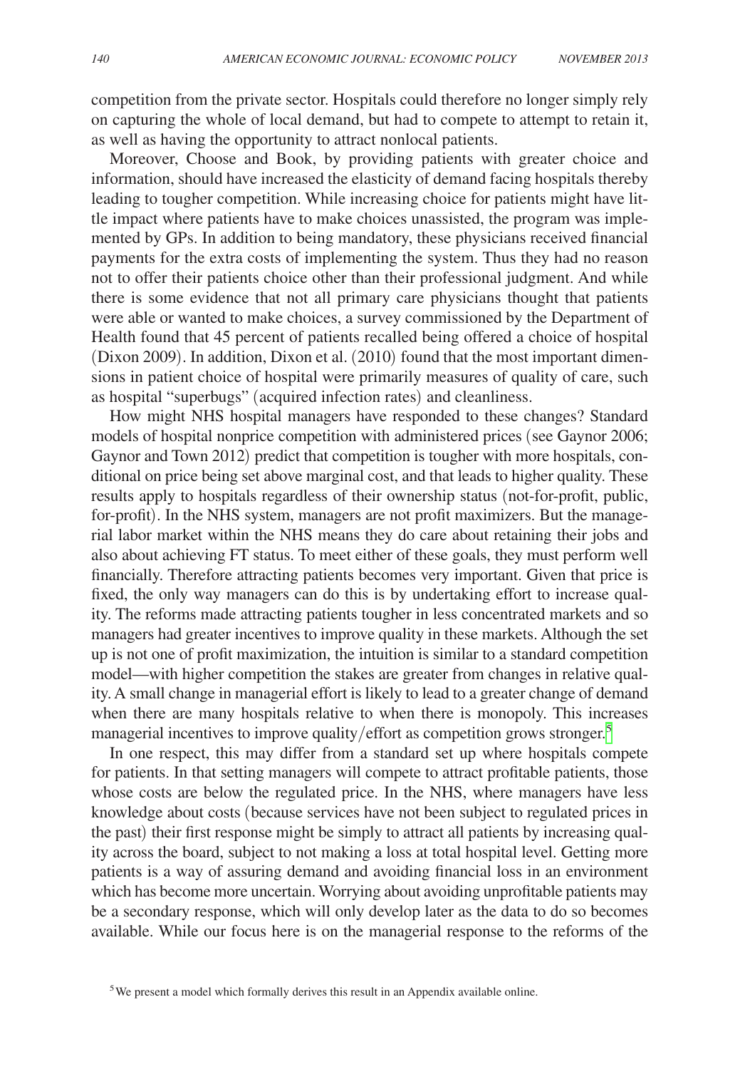competition from the private sector. Hospitals could therefore no longer simply rely on capturing the whole of local demand, but had to compete to attempt to retain it, as well as having the opportunity to attract nonlocal patients.

Moreover, Choose and Book, by providing patients with greater choice and information, should have increased the elasticity of demand facing hospitals thereby leading to tougher competition. While increasing choice for patients might have little impact where patients have to make choices unassisted, the program was implemented by GPs. In addition to being mandatory, these physicians received financial payments for the extra costs of implementing the system. Thus they had no reason not to offer their patients choice other than their professional judgment. And while there is some evidence that not all primary care physicians thought that patients were able or wanted to make choices, a survey commissioned by the Department of Health found that 45 percent of patients recalled being offered a choice of hospital (Dixon 2009). In addition, Dixon et al. (2010) found that the most important dimensions in patient choice of hospital were primarily measures of quality of care, such as hospital "superbugs" (acquired infection rates) and cleanliness.

How might NHS hospital managers have responded to these changes? Standard models of hospital nonprice competition with administered prices (see Gaynor 2006; Gaynor and Town 2012) predict that competition is tougher with more hospitals, conditional on price being set above marginal cost, and that leads to higher quality. These results apply to hospitals regardless of their ownership status (not-for-profit, public, for-profit). In the NHS system, managers are not profit maximizers. But the managerial labor market within the NHS means they do care about retaining their jobs and also about achieving FT status. To meet either of these goals, they must perform well financially. Therefore attracting patients becomes very important. Given that price is fixed, the only way managers can do this is by undertaking effort to increase quality. The reforms made attracting patients tougher in less concentrated markets and so managers had greater incentives to improve quality in these markets. Although the set up is not one of profit maximization, the intuition is similar to a standard competition model—with higher competition the stakes are greater from changes in relative quality. A small change in managerial effort is likely to lead to a greater change of demand when there are many hospitals relative to when there is monopoly. This increases managerial incentives to improve quality/effort as competition grows stronger.[5]

In one respect, this may differ from a standard set up where hospitals compete for patients. In that setting managers will compete to attract profitable patients, those whose costs are below the regulated price. In the NHS, where managers have less knowledge about costs (because services have not been subject to regulated prices in the past) their first response might be simply to attract all patients by increasing quality across the board, subject to not making a loss at total hospital level. Getting more patients is a way of assuring demand and avoiding financial loss in an environment which has become more uncertain. Worrying about avoiding unprofitable patients may be a secondary response, which will only develop later as the data to do so becomes available. While our focus here is on the managerial response to the reforms of the

[5] We present a model which formally derives this result in an Appendix available online.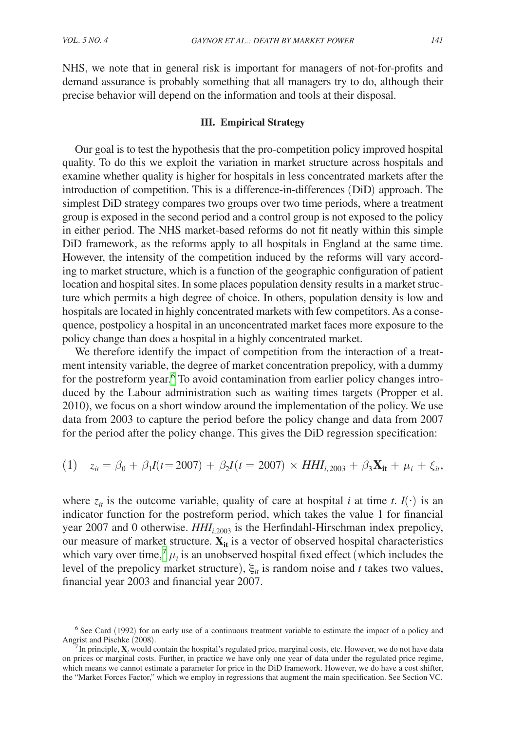NHS, we note that in general risk is important for managers of not-for-profits and demand assurance is probably something that all managers try to do, although their precise behavior will depend on the information and tools at their disposal.

### III. Empirical Strategy

Our goal is to test the hypothesis that the pro-competition policy improved hospital quality. To do this we exploit the variation in market structure across hospitals and examine whether quality is higher for hospitals in less concentrated markets after the introduction of competition. This is a difference-in-differences (DiD) approach. The simplest DiD strategy compares two groups over two time periods, where a treatment group is exposed in the second period and a control group is not exposed to the policy in either period. The NHS market-based reforms do not fit neatly within this simple DiD framework, as the reforms apply to all hospitals in England at the same time. However, the intensity of the competition induced by the reforms will vary according to market structure, which is a function of the geographic configuration of patient location and hospital sites. In some places population density results in a market structure which permits a high degree of choice. In others, population density is low and hospitals are located in highly concentrated markets with few competitors. As a consequence, postpolicy a hospital in an unconcentrated market faces more exposure to the policy change than does a hospital in a highly concentrated market.

We therefore identify the impact of competition from the interaction of a treatment intensity variable, the degree of market concentration prepolicy, with a dummy for the postreform year.[6] To avoid contamination from earlier policy changes introduced by the Labour administration such as waiting times targets (Propper et al. 2010), we focus on a short window around the implementation of the policy. We use data from 2003 to capture the period before the policy change and data from 2007 for the period after the policy change. This gives the DiD regression specification:

$$(1) \quad z_{it} = \beta_0 + \beta_1 I(t = 2007) + \beta_2 I(t = 2007) \times HHI_{i,2003} + \beta_3 \mathbf{X_{it}} + \mu_i + \xi_{it},$$

where $z_{it}$ is the outcome variable, quality of care at hospital $i$ at time $t$. $I(\cdot)$ is an indicator function for the postreform period, which takes the value 1 for financial year 2007 and 0 otherwise. $HHI_{i,2003}$ is the Herfindahl-Hirschman index prepolicy, our measure of market structure. $\mathbf{X_{it}}$ is a vector of observed hospital characteristics which vary over time,[7] $\mu_i$ is an unobserved hospital fixed effect (which includes the level of the prepolicy market structure), $\xi_{it}$ is random noise and $t$ takes two values, financial year 2003 and financial year 2007.

[6] See Card (1992) for an early use of a continuous treatment variable to estimate the impact of a policy and Angrist and Pischke (2008).

[7] In principle, $\mathbf{X}_i$ would contain the hospital's regulated price, marginal costs, etc. However, we do not have data on prices or marginal costs. Further, in practice we have only one year of data under the regulated price regime, which means we cannot estimate a parameter for price in the DiD framework. However, we do have a cost shifter, the "Market Forces Factor," which we employ in regressions that augment the main specification. See Section VC.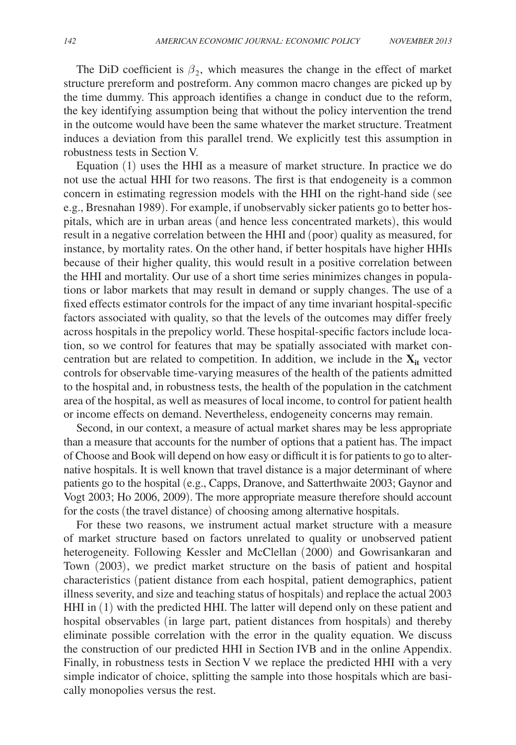The DiD coefficient is $\beta_2$, which measures the change in the effect of market structure prereform and postreform. Any common macro changes are picked up by the time dummy. This approach identifies a change in conduct due to the reform, the key identifying assumption being that without the policy intervention the trend in the outcome would have been the same whatever the market structure. Treatment induces a deviation from this parallel trend. We explicitly test this assumption in robustness tests in Section V.

Equation (1) uses the HHI as a measure of market structure. In practice we do not use the actual HHI for two reasons. The first is that endogeneity is a common concern in estimating regression models with the HHI on the right-hand side (see e.g., Bresnahan 1989). For example, if unobservably sicker patients go to better hospitals, which are in urban areas (and hence less concentrated markets), this would result in a negative correlation between the HHI and (poor) quality as measured, for instance, by mortality rates. On the other hand, if better hospitals have higher HHIs because of their higher quality, this would result in a positive correlation between the HHI and mortality. Our use of a short time series minimizes changes in populations or labor markets that may result in demand or supply changes. The use of a fixed effects estimator controls for the impact of any time invariant hospital-specific factors associated with quality, so that the levels of the outcomes may differ freely across hospitals in the prepolicy world. These hospital-specific factors include location, so we control for features that may be spatially associated with market concentration but are related to competition. In addition, we include in the $\mathbf{X_{it}}$ vector controls for observable time-varying measures of the health of the patients admitted to the hospital and, in robustness tests, the health of the population in the catchment area of the hospital, as well as measures of local income, to control for patient health or income effects on demand. Nevertheless, endogeneity concerns may remain.

Second, in our context, a measure of actual market shares may be less appropriate than a measure that accounts for the number of options that a patient has. The impact of Choose and Book will depend on how easy or difficult it is for patients to go to alternative hospitals. It is well known that travel distance is a major determinant of where patients go to the hospital (e.g., Capps, Dranove, and Satterthwaite 2003; Gaynor and Vogt 2003; Ho 2006, 2009). The more appropriate measure therefore should account for the costs (the travel distance) of choosing among alternative hospitals.

For these two reasons, we instrument actual market structure with a measure of market structure based on factors unrelated to quality or unobserved patient heterogeneity. Following Kessler and McClellan (2000) and Gowrisankaran and Town (2003), we predict market structure on the basis of patient and hospital characteristics (patient distance from each hospital, patient demographics, patient illness severity, and size and teaching status of hospitals) and replace the actual 2003 HHI in (1) with the predicted HHI. The latter will depend only on these patient and hospital observables (in large part, patient distances from hospitals) and thereby eliminate possible correlation with the error in the quality equation. We discuss the construction of our predicted HHI in Section IVB and in the online Appendix. Finally, in robustness tests in Section V we replace the predicted HHI with a very simple indicator of choice, splitting the sample into those hospitals which are basically monopolies versus the rest.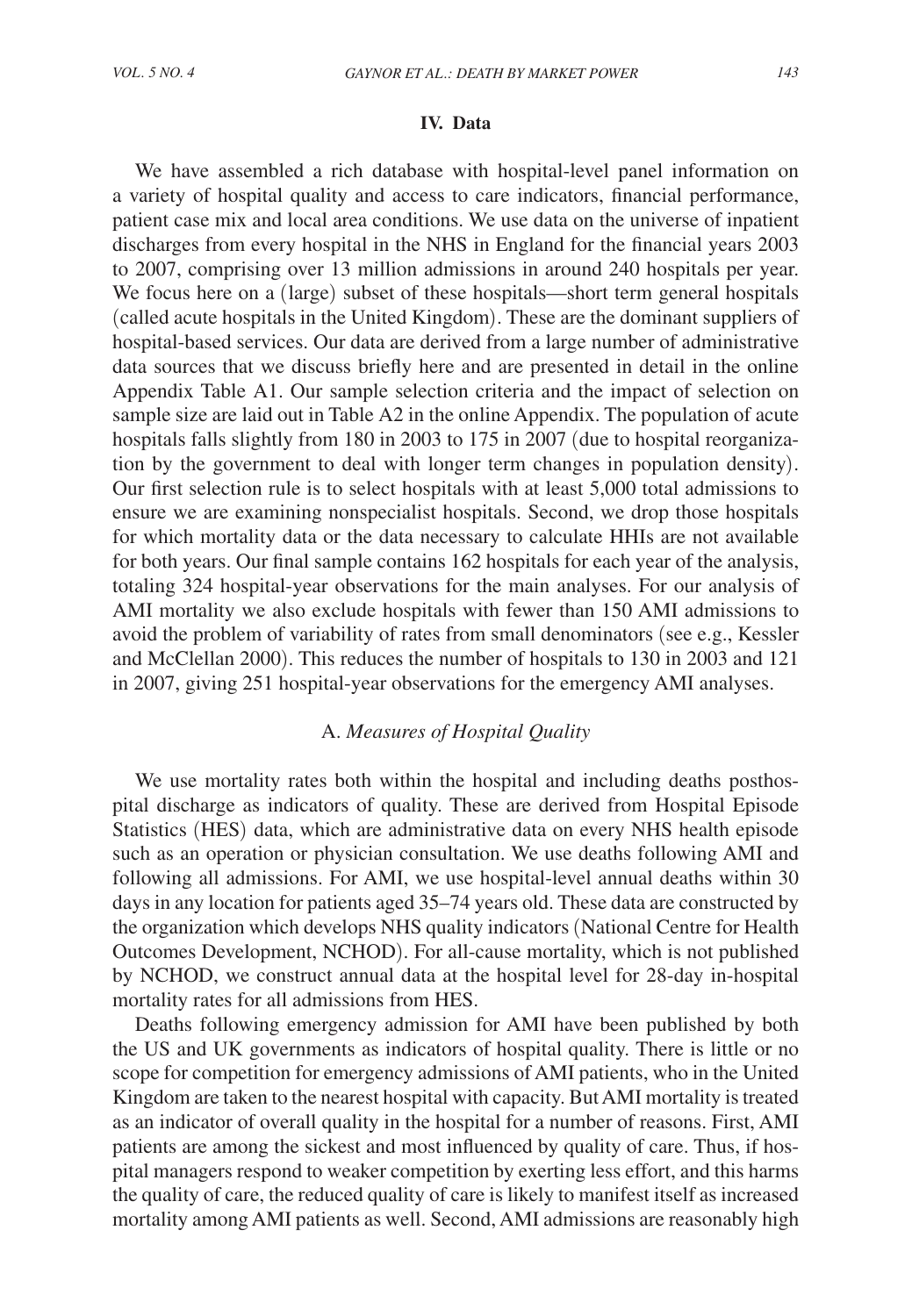## IV. Data

We have assembled a rich database with hospital-level panel information on a variety of hospital quality and access to care indicators, financial performance, patient case mix and local area conditions. We use data on the universe of inpatient discharges from every hospital in the NHS in England for the financial years 2003 to 2007, comprising over 13 million admissions in around 240 hospitals per year. We focus here on a (large) subset of these hospitals—short term general hospitals (called acute hospitals in the United Kingdom). These are the dominant suppliers of hospital-based services. Our data are derived from a large number of administrative data sources that we discuss briefly here and are presented in detail in the online Appendix Table A1. Our sample selection criteria and the impact of selection on sample size are laid out in Table A2 in the online Appendix. The population of acute hospitals falls slightly from 180 in 2003 to 175 in 2007 (due to hospital reorganization by the government to deal with longer term changes in population density). Our first selection rule is to select hospitals with at least 5,000 total admissions to ensure we are examining nonspecialist hospitals. Second, we drop those hospitals for which mortality data or the data necessary to calculate HHIs are not available for both years. Our final sample contains 162 hospitals for each year of the analysis, totaling 324 hospital-year observations for the main analyses. For our analysis of AMI mortality we also exclude hospitals with fewer than 150 AMI admissions to avoid the problem of variability of rates from small denominators (see e.g., Kessler and McClellan 2000). This reduces the number of hospitals to 130 in 2003 and 121 in 2007, giving 251 hospital-year observations for the emergency AMI analyses.

### A. *Measures of Hospital Quality*

We use mortality rates both within the hospital and including deaths posthospital discharge as indicators of quality. These are derived from Hospital Episode Statistics (HES) data, which are administrative data on every NHS health episode such as an operation or physician consultation. We use deaths following AMI and following all admissions. For AMI, we use hospital-level annual deaths within 30 days in any location for patients aged 35–74 years old. These data are constructed by the organization which develops NHS quality indicators (National Centre for Health Outcomes Development, NCHOD). For all-cause mortality, which is not published by NCHOD, we construct annual data at the hospital level for 28-day in-hospital mortality rates for all admissions from HES.

Deaths following emergency admission for AMI have been published by both the US and UK governments as indicators of hospital quality. There is little or no scope for competition for emergency admissions of AMI patients, who in the United Kingdom are taken to the nearest hospital with capacity. But AMI mortality is treated as an indicator of overall quality in the hospital for a number of reasons. First, AMI patients are among the sickest and most influenced by quality of care. Thus, if hospital managers respond to weaker competition by exerting less effort, and this harms the quality of care, the reduced quality of care is likely to manifest itself as increased mortality among AMI patients as well. Second, AMI admissions are reasonably high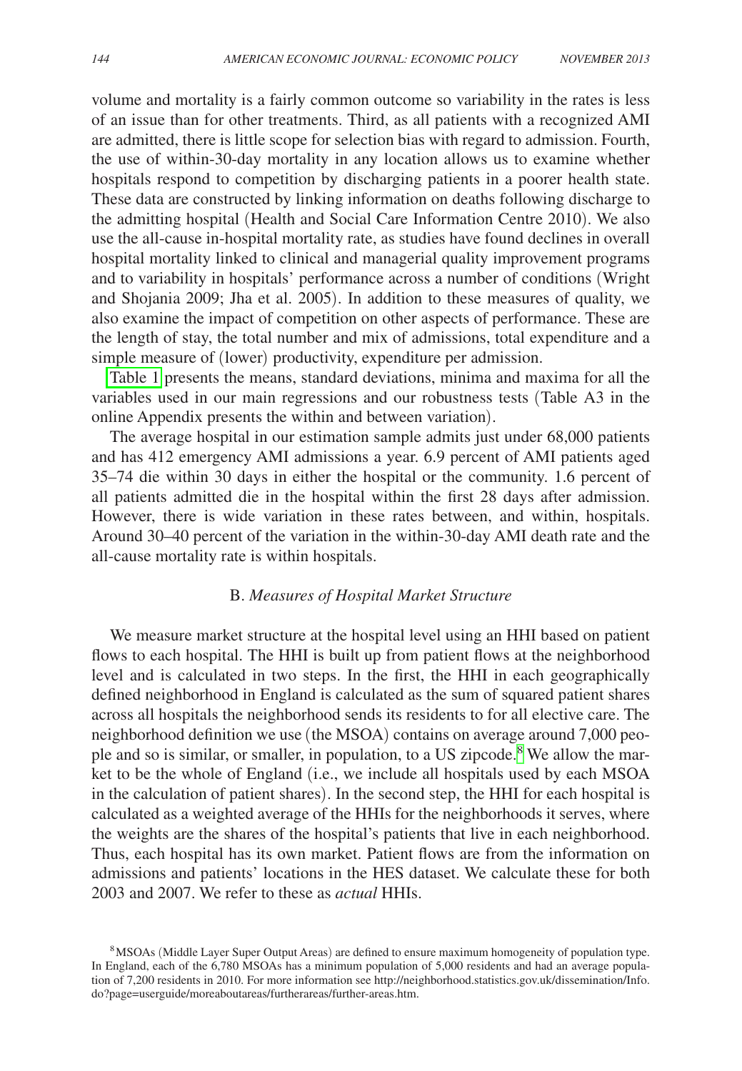volume and mortality is a fairly common outcome so variability in the rates is less of an issue than for other treatments. Third, as all patients with a recognized AMI are admitted, there is little scope for selection bias with regard to admission. Fourth, the use of within-30-day mortality in any location allows us to examine whether hospitals respond to competition by discharging patients in a poorer health state. These data are constructed by linking information on deaths following discharge to the admitting hospital (Health and Social Care Information Centre 2010). We also use the all-cause in-hospital mortality rate, as studies have found declines in overall hospital mortality linked to clinical and managerial quality improvement programs and to variability in hospitals' performance across a number of conditions (Wright and Shojania 2009; Jha et al. 2005). In addition to these measures of quality, we also examine the impact of competition on other aspects of performance. These are the length of stay, the total number and mix of admissions, total expenditure and a simple measure of (lower) productivity, expenditure per admission.

Table 1 presents the means, standard deviations, minima and maxima for all the variables used in our main regressions and our robustness tests (Table A3 in the online Appendix presents the within and between variation).

The average hospital in our estimation sample admits just under 68,000 patients and has 412 emergency AMI admissions a year. 6.9 percent of AMI patients aged 35–74 die within 30 days in either the hospital or the community. 1.6 percent of all patients admitted die in the hospital within the first 28 days after admission. However, there is wide variation in these rates between, and within, hospitals. Around 30–40 percent of the variation in the within-30-day AMI death rate and the all-cause mortality rate is within hospitals.

### B. *Measures of Hospital Market Structure*

We measure market structure at the hospital level using an HHI based on patient flows to each hospital. The HHI is built up from patient flows at the neighborhood level and is calculated in two steps. In the first, the HHI in each geographically defined neighborhood in England is calculated as the sum of squared patient shares across all hospitals the neighborhood sends its residents to for all elective care. The neighborhood definition we use (the MSOA) contains on average around 7,000 people and so is similar, or smaller, in population, to a US zipcode.[8] We allow the market to be the whole of England (i.e., we include all hospitals used by each MSOA in the calculation of patient shares). In the second step, the HHI for each hospital is calculated as a weighted average of the HHIs for the neighborhoods it serves, where the weights are the shares of the hospital's patients that live in each neighborhood. Thus, each hospital has its own market. Patient flows are from the information on admissions and patients' locations in the HES dataset. We calculate these for both 2003 and 2007. We refer to these as *actual* HHIs.

[8] MSOAs (Middle Layer Super Output Areas) are defined to ensure maximum homogeneity of population type. In England, each of the 6,780 MSOAs has a minimum population of 5,000 residents and had an average population of 7,200 residents in 2010. For more information see http://neighborhood.statistics.gov.uk/dissemination/Info.do?page=userguide/moreaboutareas/furtherareas/further-areas.htm.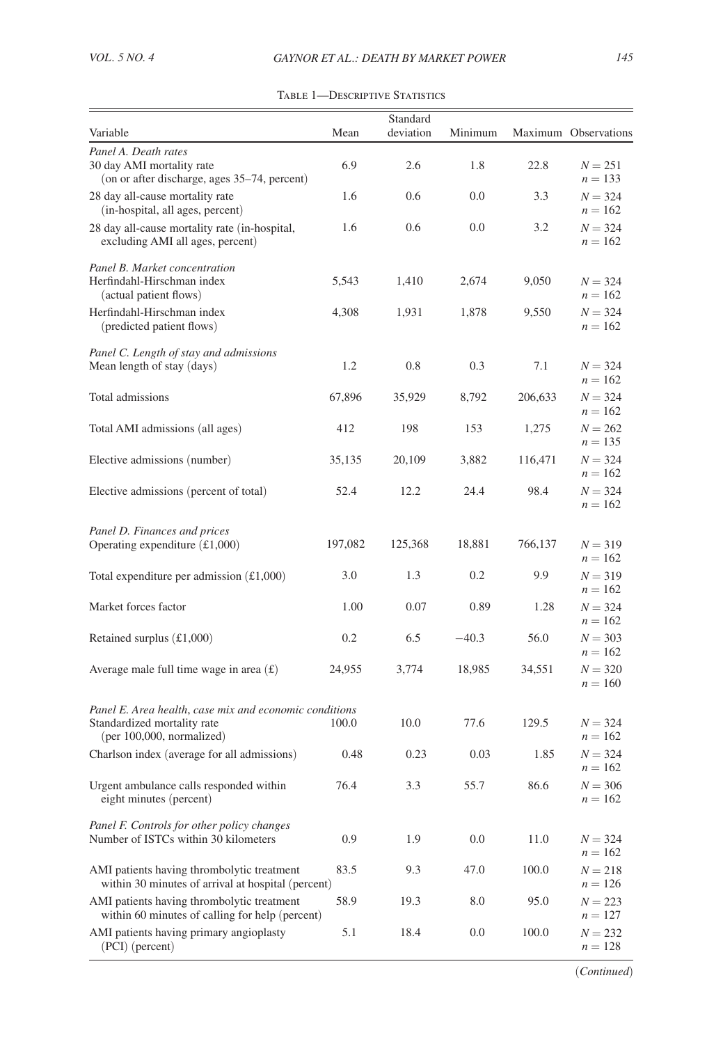Table 1—Descriptive Statistics

| Variable | Mean | Standard deviation | Minimum | Maximum | Observations |
|---|---|---|---|---|---|
| *Panel A. Death rates* | | | | | |
| 30 day AMI mortality rate (on or after discharge, ages 35–74, percent) | 6.9 | 2.6 | 1.8 | 22.8 | $N = 251$ $n = 133$ |
| 28 day all-cause mortality rate (in-hospital, all ages, percent) | 1.6 | 0.6 | 0.0 | 3.3 | $N = 324$ $n = 162$ |
| 28 day all-cause mortality rate (in-hospital, excluding AMI all ages, percent) | 1.6 | 0.6 | 0.0 | 3.2 | $N = 324$ $n = 162$ |
| *Panel B. Market concentration* | | | | | |
| Herfindahl-Hirschman index (actual patient flows) | 5,543 | 1,410 | 2,674 | 9,050 | $N = 324$ $n = 162$ |
| Herfindahl-Hirschman index (predicted patient flows) | 4,308 | 1,931 | 1,878 | 9,550 | $N = 324$ $n = 162$ |
| *Panel C. Length of stay and admissions* | | | | | |
| Mean length of stay (days) | 1.2 | 0.8 | 0.3 | 7.1 | $N = 324$ $n = 162$ |
| Total admissions | 67,896 | 35,929 | 8,792 | 206,633 | $N = 324$ $n = 162$ |
| Total AMI admissions (all ages) | 412 | 198 | 153 | 1,275 | $N = 262$ $n = 135$ |
| Elective admissions (number) | 35,135 | 20,109 | 3,882 | 116,471 | $N = 324$ $n = 162$ |
| Elective admissions (percent of total) | 52.4 | 12.2 | 24.4 | 98.4 | $N = 324$ $n = 162$ |
| *Panel D. Finances and prices* | | | | | |
| Operating expenditure (£1,000) | 197,082 | 125,368 | 18,881 | 766,137 | $N = 319$ $n = 162$ |
| Total expenditure per admission (£1,000) | 3.0 | 1.3 | 0.2 | 9.9 | $N = 319$ $n = 162$ |
| Market forces factor | 1.00 | 0.07 | 0.89 | 1.28 | $N = 324$ $n = 162$ |
| Retained surplus (£1,000) | 0.2 | 6.5 | −40.3 | 56.0 | $N = 303$ $n = 162$ |
| Average male full time wage in area (£) | 24,955 | 3,774 | 18,985 | 34,551 | $N = 320$ $n = 160$ |
| *Panel E. Area health, case mix and economic conditions* | | | | | |
| Standardized mortality rate (per 100,000, normalized) | 100.0 | 10.0 | 77.6 | 129.5 | $N = 324$ $n = 162$ |
| Charlson index (average for all admissions) | 0.48 | 0.23 | 0.03 | 1.85 | $N = 324$ $n = 162$ |
| Urgent ambulance calls responded within eight minutes (percent) | 76.4 | 3.3 | 55.7 | 86.6 | $N = 306$ $n = 162$ |
| *Panel F. Controls for other policy changes* | | | | | |
| Number of ISTCs within 30 kilometers | 0.9 | 1.9 | 0.0 | 11.0 | $N = 324$ $n = 162$ |
| AMI patients having thrombolytic treatment within 30 minutes of arrival at hospital (percent) | 83.5 | 9.3 | 47.0 | 100.0 | $N = 218$ $n = 126$ |
| AMI patients having thrombolytic treatment within 60 minutes of calling for help (percent) | 58.9 | 19.3 | 8.0 | 95.0 | $N = 223$ $n = 127$ |
| AMI patients having primary angioplasty (PCI) (percent) | 5.1 | 18.4 | 0.0 | 100.0 | $N = 232$ $n = 128$ |

(*Continued*)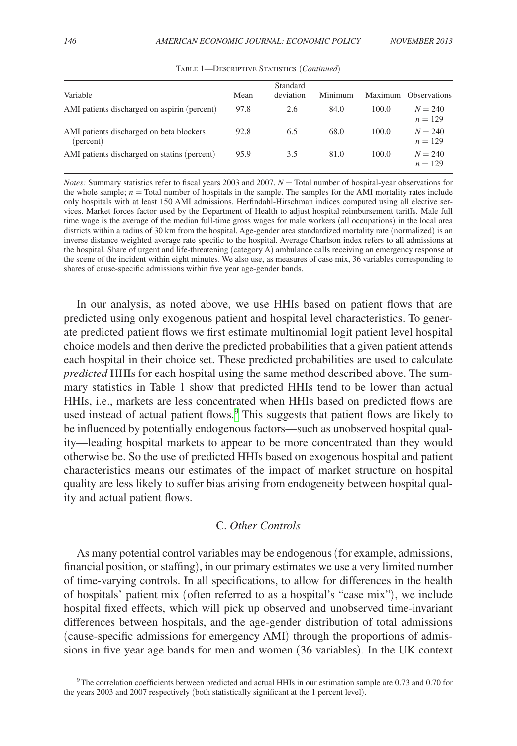Table 1—Descriptive Statistics (*Continued*)

| Variable | Mean | Standard deviation | Minimum | Maximum | Observations |
|---|---|---|---|---|---|
| AMI patients discharged on aspirin (percent) | 97.8 | 2.6 | 84.0 | 100.0 | $N = 240$ $n = 129$ |
| AMI patients discharged on beta blockers (percent) | 92.8 | 6.5 | 68.0 | 100.0 | $N = 240$ $n = 129$ |
| AMI patients discharged on statins (percent) | 95.9 | 3.5 | 81.0 | 100.0 | $N = 240$ $n = 129$ |

*Notes:* Summary statistics refer to fiscal years 2003 and 2007. $N$ = Total number of hospital-year observations for the whole sample; $n$ = Total number of hospitals in the sample. The samples for the AMI mortality rates include only hospitals with at least 150 AMI admissions. Herfindahl-Hirschman indices computed using all elective services. Market forces factor used by the Department of Health to adjust hospital reimbursement tariffs. Male full time wage is the average of the median full-time gross wages for male workers (all occupations) in the local area districts within a radius of 30 km from the hospital. Age-gender area standardized mortality rate (normalized) is an inverse distance weighted average rate specific to the hospital. Average Charlson index refers to all admissions at the hospital. Share of urgent and life-threatening (category A) ambulance calls receiving an emergency response at the scene of the incident within eight minutes. We also use, as measures of case mix, 36 variables corresponding to shares of cause-specific admissions within five year age-gender bands.

In our analysis, as noted above, we use HHIs based on patient flows that are predicted using only exogenous patient and hospital level characteristics. To generate predicted patient flows we first estimate multinomial logit patient level hospital choice models and then derive the predicted probabilities that a given patient attends each hospital in their choice set. These predicted probabilities are used to calculate *predicted* HHIs for each hospital using the same method described above. The summary statistics in Table 1 show that predicted HHIs tend to be lower than actual HHIs, i.e., markets are less concentrated when HHIs based on predicted flows are used instead of actual patient flows.[9] This suggests that patient flows are likely to be influenced by potentially endogenous factors—such as unobserved hospital quality—leading hospital markets to appear to be more concentrated than they would otherwise be. So the use of predicted HHIs based on exogenous hospital and patient characteristics means our estimates of the impact of market structure on hospital quality are less likely to suffer bias arising from endogeneity between hospital quality and actual patient flows.

## C. *Other Controls*

As many potential control variables may be endogenous (for example, admissions, financial position, or staffing), in our primary estimates we use a very limited number of time-varying controls. In all specifications, to allow for differences in the health of hospitals' patient mix (often referred to as a hospital's "case mix"), we include hospital fixed effects, which will pick up observed and unobserved time-invariant differences between hospitals, and the age-gender distribution of total admissions (cause-specific admissions for emergency AMI) through the proportions of admissions in five year age bands for men and women (36 variables). In the UK context

[9] The correlation coefficients between predicted and actual HHIs in our estimation sample are 0.73 and 0.70 for the years 2003 and 2007 respectively (both statistically significant at the 1 percent level).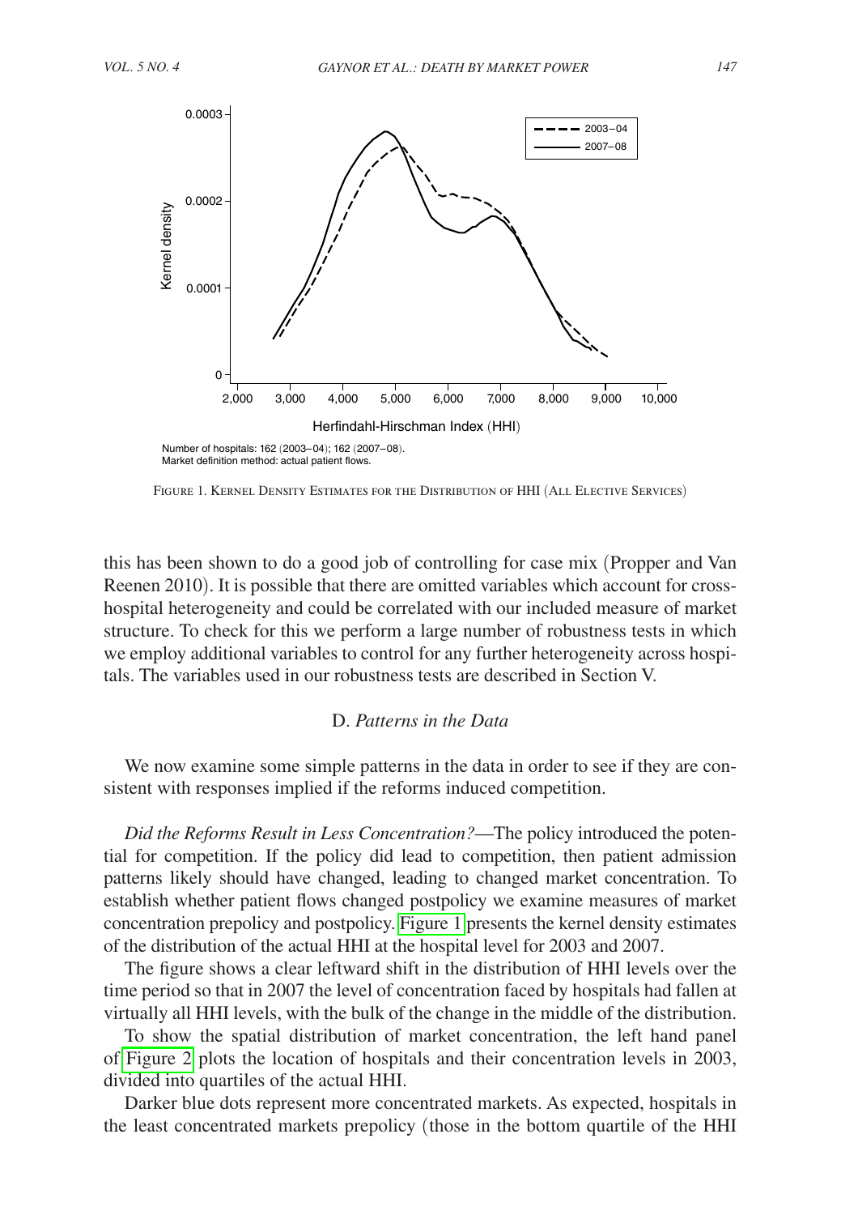Number of hospitals: 162 (2003–04); 162 (2007–08).
Market definition method: actual patient flows.

Figure 1. Kernel Density Estimates for the Distribution of HHI (All Elective Services)

this has been shown to do a good job of controlling for case mix (Propper and Van Reenen 2010). It is possible that there are omitted variables which account for cross-hospital heterogeneity and could be correlated with our included measure of market structure. To check for this we perform a large number of robustness tests in which we employ additional variables to control for any further heterogeneity across hospitals. The variables used in our robustness tests are described in Section V.

### D. *Patterns in the Data*

We now examine some simple patterns in the data in order to see if they are consistent with responses implied if the reforms induced competition.

*Did the Reforms Result in Less Concentration?*—The policy introduced the potential for competition. If the policy did lead to competition, then patient admission patterns likely should have changed, leading to changed market concentration. To establish whether patient flows changed postpolicy we examine measures of market concentration prepolicy and postpolicy. Figure 1 presents the kernel density estimates of the distribution of the actual HHI at the hospital level for 2003 and 2007.

The figure shows a clear leftward shift in the distribution of HHI levels over the time period so that in 2007 the level of concentration faced by hospitals had fallen at virtually all HHI levels, with the bulk of the change in the middle of the distribution.

To show the spatial distribution of market concentration, the left hand panel of Figure 2 plots the location of hospitals and their concentration levels in 2003, divided into quartiles of the actual HHI.

Darker blue dots represent more concentrated markets. As expected, hospitals in the least concentrated markets prepolicy (those in the bottom quartile of the HHI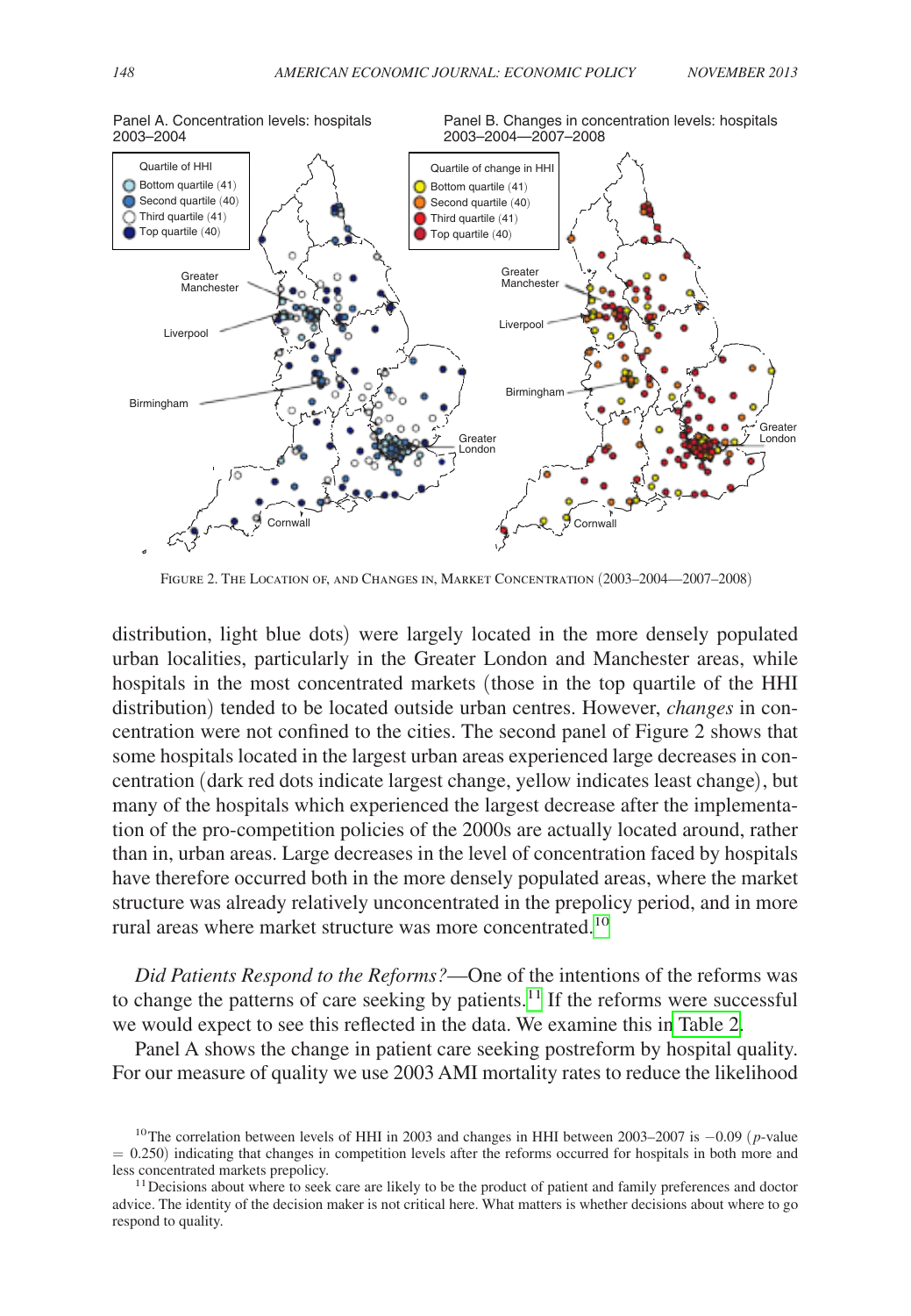Figure 2. The Location of, and Changes in, Market Concentration (2003–2004—2007–2008)

distribution, light blue dots) were largely located in the more densely populated urban localities, particularly in the Greater London and Manchester areas, while hospitals in the most concentrated markets (those in the top quartile of the HHI distribution) tended to be located outside urban centres. However, *changes* in concentration were not confined to the cities. The second panel of Figure 2 shows that some hospitals located in the largest urban areas experienced large decreases in concentration (dark red dots indicate largest change, yellow indicates least change), but many of the hospitals which experienced the largest decrease after the implementation of the pro-competition policies of the 2000s are actually located around, rather than in, urban areas. Large decreases in the level of concentration faced by hospitals have therefore occurred both in the more densely populated areas, where the market structure was already relatively unconcentrated in the prepolicy period, and in more rural areas where market structure was more concentrated.[10]

*Did Patients Respond to the Reforms?*—One of the intentions of the reforms was to change the patterns of care seeking by patients.[11] If the reforms were successful we would expect to see this reflected in the data. We examine this in Table 2.

Panel A shows the change in patient care seeking postreform by hospital quality. For our measure of quality we use 2003 AMI mortality rates to reduce the likelihood

[10] The correlation between levels of HHI in 2003 and changes in HHI between 2003–2007 is −0.09 ($p$-value = 0.250) indicating that changes in competition levels after the reforms occurred for hospitals in both more and less concentrated markets prepolicy.

[11] Decisions about where to seek care are likely to be the product of patient and family preferences and doctor advice. The identity of the decision maker is not critical here. What matters is whether decisions about where to go respond to quality.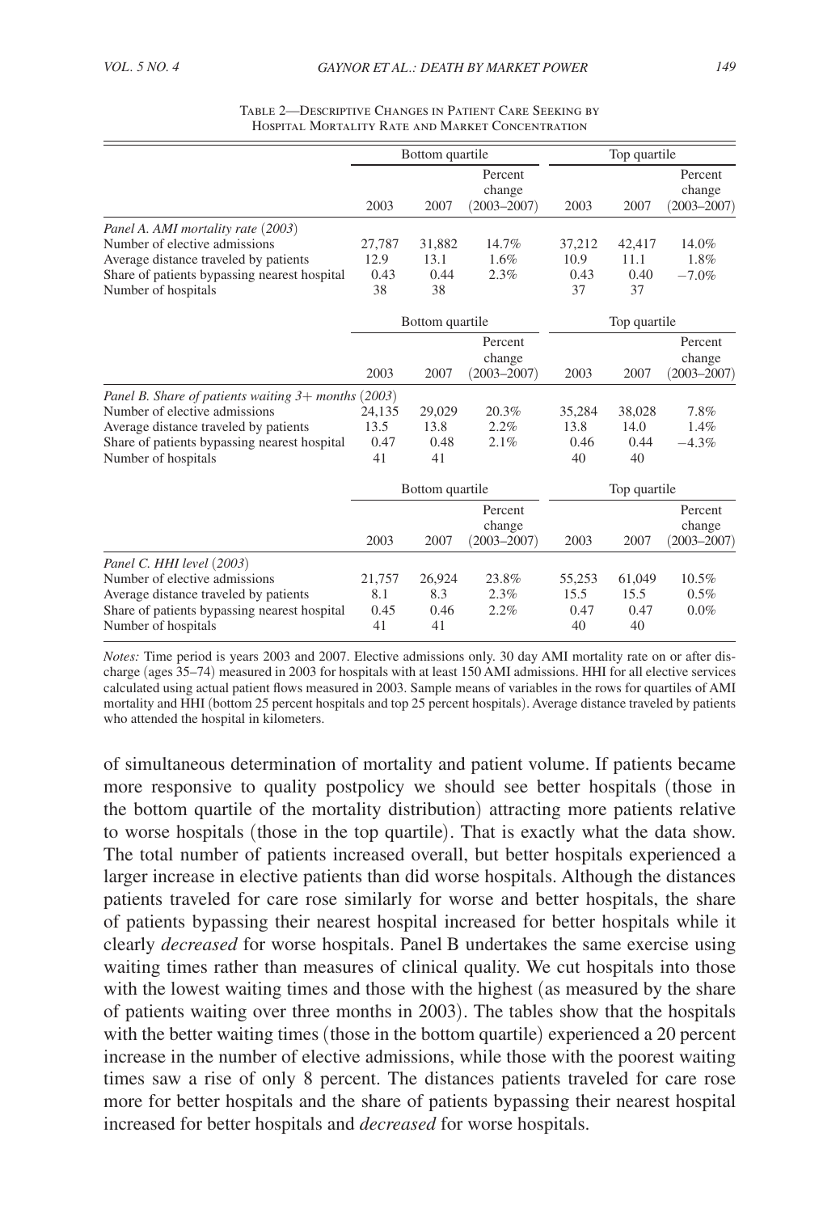Table 2—Descriptive Changes in Patient Care Seeking by Hospital Mortality Rate and Market Concentration

| | Bottom quartile | | | Top quartile | | |
|---|---|---|---|---|---|---|
| | 2003 | 2007 | Percent change (2003–2007) | 2003 | 2007 | Percent change (2003–2007) |
| *Panel A. AMI mortality rate (2003)* | | | | | | |
| Number of elective admissions | 27,787 | 31,882 | 14.7% | 37,212 | 42,417 | 14.0% |
| Average distance traveled by patients | 12.9 | 13.1 | 1.6% | 10.9 | 11.1 | 1.8% |
| Share of patients bypassing nearest hospital | 0.43 | 0.44 | 2.3% | 0.43 | 0.40 | −7.0% |
| Number of hospitals | 38 | 38 | | 37 | 37 | |
| *Panel B. Share of patients waiting 3+ months (2003)* | | | | | | |
| Number of elective admissions | 24,135 | 29,029 | 20.3% | 35,284 | 38,028 | 7.8% |
| Average distance traveled by patients | 13.5 | 13.8 | 2.2% | 13.8 | 14.0 | 1.4% |
| Share of patients bypassing nearest hospital | 0.47 | 0.48 | 2.1% | 0.46 | 0.44 | −4.3% |
| Number of hospitals | 41 | 41 | | 40 | 40 | |
| *Panel C. HHI level (2003)* | | | | | | |
| Number of elective admissions | 21,757 | 26,924 | 23.8% | 55,253 | 61,049 | 10.5% |
| Average distance traveled by patients | 8.1 | 8.3 | 2.3% | 15.5 | 15.5 | 0.5% |
| Share of patients bypassing nearest hospital | 0.45 | 0.46 | 2.2% | 0.47 | 0.47 | 0.0% |
| Number of hospitals | 41 | 41 | | 40 | 40 | |

*Notes:* Time period is years 2003 and 2007. Elective admissions only. 30 day AMI mortality rate on or after discharge (ages 35–74) measured in 2003 for hospitals with at least 150 AMI admissions. HHI for all elective services calculated using actual patient flows measured in 2003. Sample means of variables in the rows for quartiles of AMI mortality and HHI (bottom 25 percent hospitals and top 25 percent hospitals). Average distance traveled by patients who attended the hospital in kilometers.

of simultaneous determination of mortality and patient volume. If patients became more responsive to quality postpolicy we should see better hospitals (those in the bottom quartile of the mortality distribution) attracting more patients relative to worse hospitals (those in the top quartile). That is exactly what the data show. The total number of patients increased overall, but better hospitals experienced a larger increase in elective patients than did worse hospitals. Although the distances patients traveled for care rose similarly for worse and better hospitals, the share of patients bypassing their nearest hospital increased for better hospitals while it clearly *decreased* for worse hospitals. Panel B undertakes the same exercise using waiting times rather than measures of clinical quality. We cut hospitals into those with the lowest waiting times and those with the highest (as measured by the share of patients waiting over three months in 2003). The tables show that the hospitals with the better waiting times (those in the bottom quartile) experienced a 20 percent increase in the number of elective admissions, while those with the poorest waiting times saw a rise of only 8 percent. The distances patients traveled for care rose more for better hospitals and the share of patients bypassing their nearest hospital increased for better hospitals and *decreased* for worse hospitals.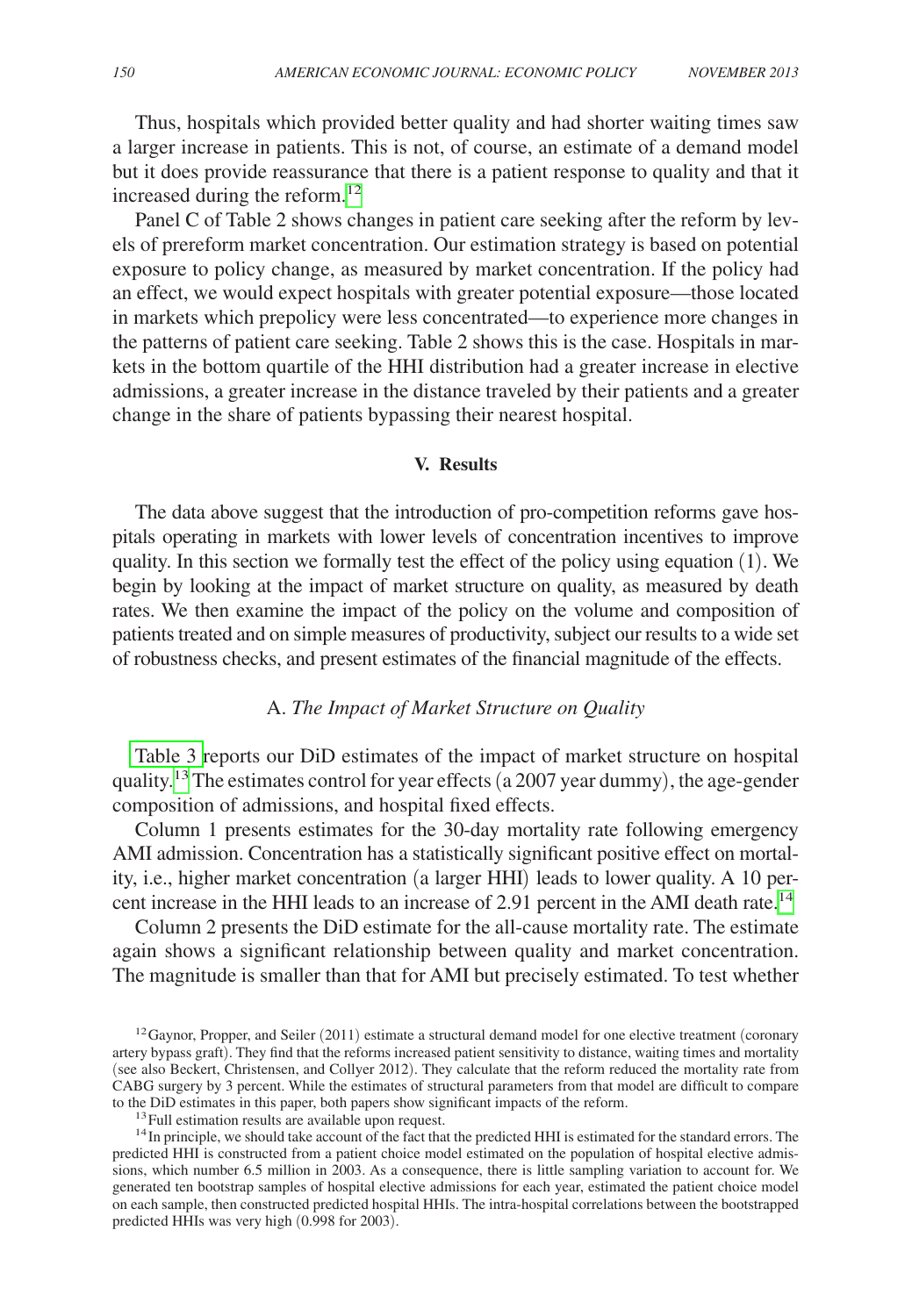Thus, hospitals which provided better quality and had shorter waiting times saw a larger increase in patients. This is not, of course, an estimate of a demand model but it does provide reassurance that there is a patient response to quality and that it increased during the reform.[12]

Panel C of Table 2 shows changes in patient care seeking after the reform by levels of prereform market concentration. Our estimation strategy is based on potential exposure to policy change, as measured by market concentration. If the policy had an effect, we would expect hospitals with greater potential exposure—those located in markets which prepolicy were less concentrated—to experience more changes in the patterns of patient care seeking. Table 2 shows this is the case. Hospitals in markets in the bottom quartile of the HHI distribution had a greater increase in elective admissions, a greater increase in the distance traveled by their patients and a greater change in the share of patients bypassing their nearest hospital.

## V. Results

The data above suggest that the introduction of pro-competition reforms gave hospitals operating in markets with lower levels of concentration incentives to improve quality. In this section we formally test the effect of the policy using equation (1). We begin by looking at the impact of market structure on quality, as measured by death rates. We then examine the impact of the policy on the volume and composition of patients treated and on simple measures of productivity, subject our results to a wide set of robustness checks, and present estimates of the financial magnitude of the effects.

### A. *The Impact of Market Structure on Quality*

Table 3 reports our DiD estimates of the impact of market structure on hospital quality.[13] The estimates control for year effects (a 2007 year dummy), the age-gender composition of admissions, and hospital fixed effects.

Column 1 presents estimates for the 30-day mortality rate following emergency AMI admission. Concentration has a statistically significant positive effect on mortality, i.e., higher market concentration (a larger HHI) leads to lower quality. A 10 percent increase in the HHI leads to an increase of 2.91 percent in the AMI death rate.[14]

Column 2 presents the DiD estimate for the all-cause mortality rate. The estimate again shows a significant relationship between quality and market concentration. The magnitude is smaller than that for AMI but precisely estimated. To test whether

---

[12] Gaynor, Propper, and Seiler (2011) estimate a structural demand model for one elective treatment (coronary artery bypass graft). They find that the reforms increased patient sensitivity to distance, waiting times and mortality (see also Beckert, Christensen, and Collyer 2012). They calculate that the reform reduced the mortality rate from CABG surgery by 3 percent. While the estimates of structural parameters from that model are difficult to compare to the DiD estimates in this paper, both papers show significant impacts of the reform.

[13] Full estimation results are available upon request.

[14] In principle, we should take account of the fact that the predicted HHI is estimated for the standard errors. The predicted HHI is constructed from a patient choice model estimated on the population of hospital elective admissions, which number 6.5 million in 2003. As a consequence, there is little sampling variation to account for. We generated ten bootstrap samples of hospital elective admissions for each year, estimated the patient choice model on each sample, then constructed predicted hospital HHIs. The intra-hospital correlations between the bootstrapped predicted HHIs was very high (0.998 for 2003).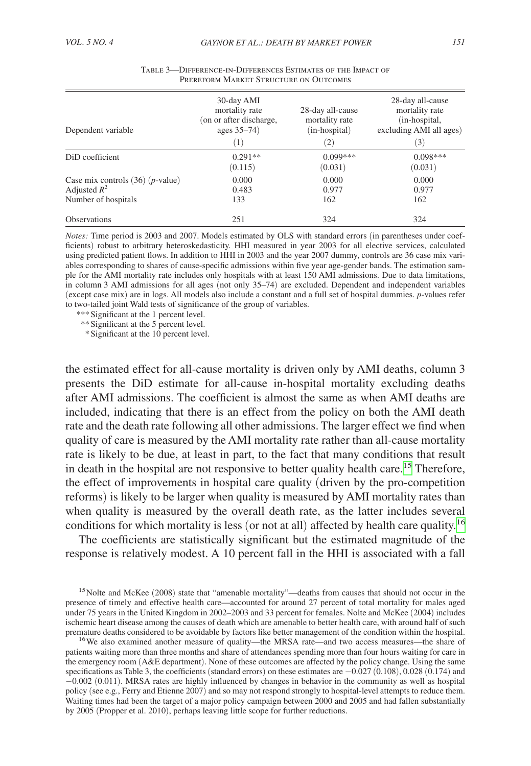Table 3—Difference-in-Differences Estimates of the Impact of Prereform Market Structure on Outcomes

| Dependent variable | 30-day AMI mortality rate (on or after discharge, ages 35–74) | 28-day all-cause mortality rate (in-hospital) | 28-day all-cause mortality rate (in-hospital, excluding AMI all ages) |
|---|---|---|---|
| | (1) | (2) | (3) |
| DiD coefficient | 0.291** | 0.099*** | 0.098*** |
| | (0.115) | (0.031) | (0.031) |
| Case mix controls (36) (*p*-value) | 0.000 | 0.000 | 0.000 |
| Adjusted $R^2$ | 0.483 | 0.977 | 0.977 |
| Number of hospitals | 133 | 162 | 162 |
| Observations | 251 | 324 | 324 |

*Notes:* Time period is 2003 and 2007. Models estimated by OLS with standard errors (in parentheses under coefficients) robust to arbitrary heteroskedasticity. HHI measured in year 2003 for all elective services, calculated using predicted patient flows. In addition to HHI in 2003 and the year 2007 dummy, controls are 36 case mix variables corresponding to shares of cause-specific admissions within five year age-gender bands. The estimation sample for the AMI mortality rate includes only hospitals with at least 150 AMI admissions. Due to data limitations, in column 3 AMI admissions for all ages (not only 35–74) are excluded. Dependent and independent variables (except case mix) are in logs. All models also include a constant and a full set of hospital dummies. *p*-values refer to two-tailed joint Wald tests of significance of the group of variables.

*** Significant at the 1 percent level.

** Significant at the 5 percent level.

* Significant at the 10 percent level.

the estimated effect for all-cause mortality is driven only by AMI deaths, column 3 presents the DiD estimate for all-cause in-hospital mortality excluding deaths after AMI admissions. The coefficient is almost the same as when AMI deaths are included, indicating that there is an effect from the policy on both the AMI death rate and the death rate following all other admissions. The larger effect we find when quality of care is measured by the AMI mortality rate rather than all-cause mortality rate is likely to be due, at least in part, to the fact that many conditions that result in death in the hospital are not responsive to better quality health care.[15] Therefore, the effect of improvements in hospital care quality (driven by the pro-competition reforms) is likely to be larger when quality is measured by AMI mortality rates than when quality is measured by the overall death rate, as the latter includes several conditions for which mortality is less (or not at all) affected by health care quality.[16]

The coefficients are statistically significant but the estimated magnitude of the response is relatively modest. A 10 percent fall in the HHI is associated with a fall

[15] Nolte and McKee (2008) state that "amenable mortality"—deaths from causes that should not occur in the presence of timely and effective health care—accounted for around 27 percent of total mortality for males aged under 75 years in the United Kingdom in 2002–2003 and 33 percent for females. Nolte and McKee (2004) includes ischemic heart disease among the causes of death which are amenable to better health care, with around half of such premature deaths considered to be avoidable by factors like better management of the condition within the hospital.

[16] We also examined another measure of quality—the MRSA rate—and two access measures—the share of patients waiting more than three months and share of attendances spending more than four hours waiting for care in the emergency room (A&E department). None of these outcomes are affected by the policy change. Using the same specifications as Table 3, the coefficients (standard errors) on these estimates are −0.027 (0.108), 0.028 (0.174) and −0.002 (0.011). MRSA rates are highly influenced by changes in behavior in the community as well as hospital policy (see e.g., Ferry and Etienne 2007) and so may not respond strongly to hospital-level attempts to reduce them. Waiting times had been the target of a major policy campaign between 2000 and 2005 and had fallen substantially by 2005 (Propper et al. 2010), perhaps leaving little scope for further reductions.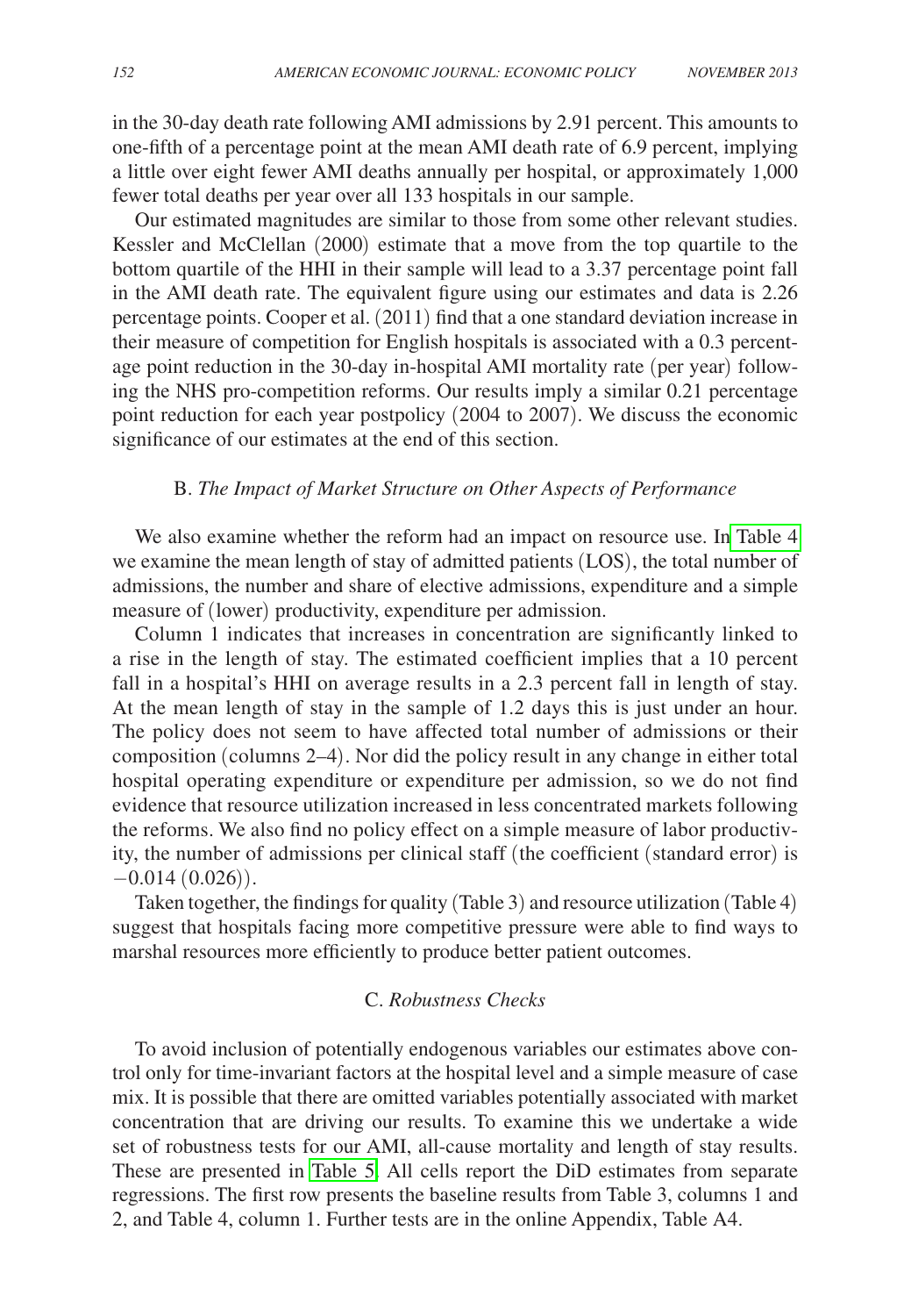in the 30-day death rate following AMI admissions by 2.91 percent. This amounts to one-fifth of a percentage point at the mean AMI death rate of 6.9 percent, implying a little over eight fewer AMI deaths annually per hospital, or approximately 1,000 fewer total deaths per year over all 133 hospitals in our sample.

Our estimated magnitudes are similar to those from some other relevant studies. Kessler and McClellan (2000) estimate that a move from the top quartile to the bottom quartile of the HHI in their sample will lead to a 3.37 percentage point fall in the AMI death rate. The equivalent figure using our estimates and data is 2.26 percentage points. Cooper et al. (2011) find that a one standard deviation increase in their measure of competition for English hospitals is associated with a 0.3 percentage point reduction in the 30-day in-hospital AMI mortality rate (per year) following the NHS pro-competition reforms. Our results imply a similar 0.21 percentage point reduction for each year postpolicy (2004 to 2007). We discuss the economic significance of our estimates at the end of this section.

### B. *The Impact of Market Structure on Other Aspects of Performance*

We also examine whether the reform had an impact on resource use. In Table 4 we examine the mean length of stay of admitted patients (LOS), the total number of admissions, the number and share of elective admissions, expenditure and a simple measure of (lower) productivity, expenditure per admission.

Column 1 indicates that increases in concentration are significantly linked to a rise in the length of stay. The estimated coefficient implies that a 10 percent fall in a hospital's HHI on average results in a 2.3 percent fall in length of stay. At the mean length of stay in the sample of 1.2 days this is just under an hour. The policy does not seem to have affected total number of admissions or their composition (columns 2–4). Nor did the policy result in any change in either total hospital operating expenditure or expenditure per admission, so we do not find evidence that resource utilization increased in less concentrated markets following the reforms. We also find no policy effect on a simple measure of labor productivity, the number of admissions per clinical staff (the coefficient (standard error) is −0.014 (0.026)).

Taken together, the findings for quality (Table 3) and resource utilization (Table 4) suggest that hospitals facing more competitive pressure were able to find ways to marshal resources more efficiently to produce better patient outcomes.

### C. *Robustness Checks*

To avoid inclusion of potentially endogenous variables our estimates above control only for time-invariant factors at the hospital level and a simple measure of case mix. It is possible that there are omitted variables potentially associated with market concentration that are driving our results. To examine this we undertake a wide set of robustness tests for our AMI, all-cause mortality and length of stay results. These are presented in Table 5. All cells report the DiD estimates from separate regressions. The first row presents the baseline results from Table 3, columns 1 and 2, and Table 4, column 1. Further tests are in the online Appendix, Table A4.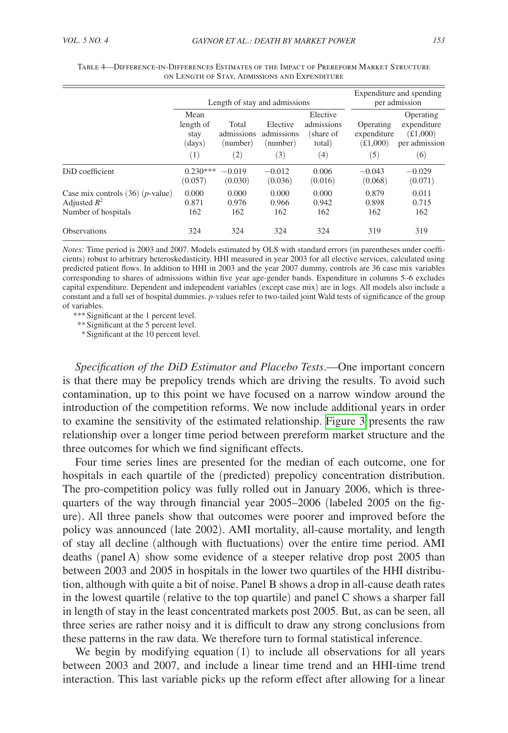Table 4—Difference-in-Differences Estimates of the Impact of Prereform Market Structure on Length of Stay, Admissions and Expenditure

| | Length of stay and admissions | | | | Expenditure and spending per admission | |
|---|---|---|---|---|---|---|
| | Mean length of stay (days) | Total admissions (number) | Elective admissions (number) | Elective admissions (share of total) | Operating expenditure (£1,000) | Operating expenditure (£1,000) per admission |
| | (1) | (2) | (3) | (4) | (5) | (6) |
| DiD coefficient | 0.230*** | −0.019 | −0.012 | 0.006 | −0.043 | −0.029 |
| | (0.057) | (0.030) | (0.036) | (0.016) | (0.068) | (0.071) |
| Case mix controls (36) ($p$-value) | 0.000 | 0.000 | 0.000 | 0.000 | 0.879 | 0.011 |
| Adjusted $R^2$ | 0.871 | 0.976 | 0.966 | 0.942 | 0.898 | 0.715 |
| Number of hospitals | 162 | 162 | 162 | 162 | 162 | 162 |
| Observations | 324 | 324 | 324 | 324 | 319 | 319 |

*Notes:* Time period is 2003 and 2007. Models estimated by OLS with standard errors (in parentheses under coefficients) robust to arbitrary heteroskedasticity. HHI measured in year 2003 for all elective services, calculated using predicted patient flows. In addition to HHI in 2003 and the year 2007 dummy, controls are 36 case mix variables corresponding to shares of admissions within five year age-gender bands. Expenditure in columns 5–6 excludes capital expenditure. Dependent and independent variables (except case mix) are in logs. All models also include a constant and a full set of hospital dummies. $p$-values refer to two-tailed joint Wald tests of significance of the group of variables.

*** Significant at the 1 percent level.
** Significant at the 5 percent level.
* Significant at the 10 percent level.

*Specification of the DiD Estimator and Placebo Tests*.—One important concern is that there may be prepolicy trends which are driving the results. To avoid such contamination, up to this point we have focused on a narrow window around the introduction of the competition reforms. We now include additional years in order to examine the sensitivity of the estimated relationship. Figure 3 presents the raw relationship over a longer time period between prereform market structure and the three outcomes for which we find significant effects.

Four time series lines are presented for the median of each outcome, one for hospitals in each quartile of the (predicted) prepolicy concentration distribution. The pro-competition policy was fully rolled out in January 2006, which is three-quarters of the way through financial year 2005–2006 (labeled 2005 on the figure). All three panels show that outcomes were poorer and improved before the policy was announced (late 2002). AMI mortality, all-cause mortality, and length of stay all decline (although with fluctuations) over the entire time period. AMI deaths (panel A) show some evidence of a steeper relative drop post 2005 than between 2003 and 2005 in hospitals in the lower two quartiles of the HHI distribution, although with quite a bit of noise. Panel B shows a drop in all-cause death rates in the lowest quartile (relative to the top quartile) and panel C shows a sharper fall in length of stay in the least concentrated markets post 2005. But, as can be seen, all three series are rather noisy and it is difficult to draw any strong conclusions from these patterns in the raw data. We therefore turn to formal statistical inference.

We begin by modifying equation (1) to include all observations for all years between 2003 and 2007, and include a linear time trend and an HHI-time trend interaction. This last variable picks up the reform effect after allowing for a linear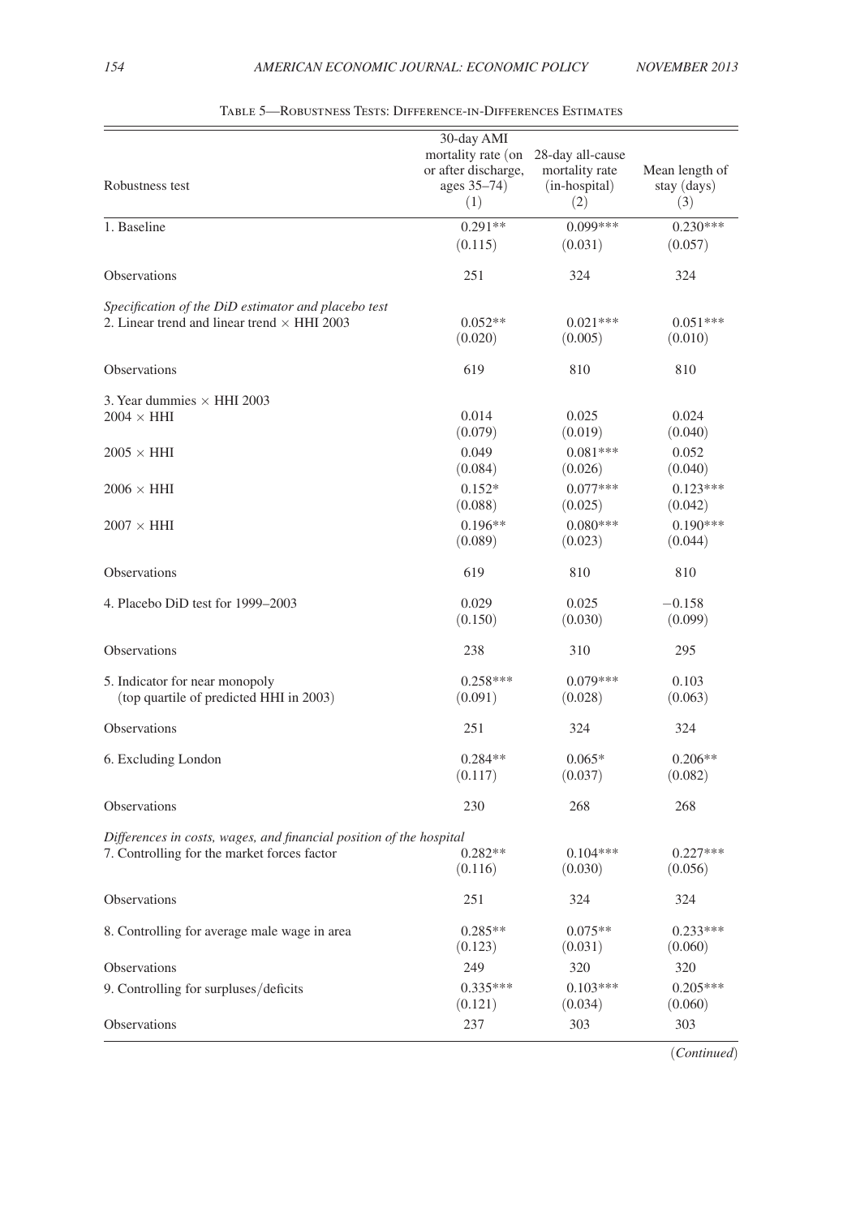Table 5—Robustness Tests: Difference-in-Differences Estimates

| Robustness test | 30-day AMI mortality rate (on or after discharge, ages 35–74) (1) | 28-day all-cause mortality rate (in-hospital) (2) | Mean length of stay (days) (3) |
|---|---|---|---|
| 1. Baseline | 0.291** | 0.099*** | 0.230*** |
| | (0.115) | (0.031) | (0.057) |
| Observations | 251 | 324 | 324 |
| *Specification of the DiD estimator and placebo test* | | | |
| 2. Linear trend and linear trend × HHI 2003 | 0.052** | 0.021*** | 0.051*** |
| | (0.020) | (0.005) | (0.010) |
| Observations | 619 | 810 | 810 |
| 3. Year dummies × HHI 2003 | | | |
| 2004 × HHI | 0.014 | 0.025 | 0.024 |
| | (0.079) | (0.019) | (0.040) |
| 2005 × HHI | 0.049 | 0.081*** | 0.052 |
| | (0.084) | (0.026) | (0.040) |
| 2006 × HHI | 0.152* | 0.077*** | 0.123*** |
| | (0.088) | (0.025) | (0.042) |
| 2007 × HHI | 0.196** | 0.080*** | 0.190*** |
| | (0.089) | (0.023) | (0.044) |
| Observations | 619 | 810 | 810 |
| 4. Placebo DiD test for 1999–2003 | 0.029 | 0.025 | −0.158 |
| | (0.150) | (0.030) | (0.099) |
| Observations | 238 | 310 | 295 |
| 5. Indicator for near monopoly (top quartile of predicted HHI in 2003) | 0.258*** | 0.079*** | 0.103 |
| | (0.091) | (0.028) | (0.063) |
| Observations | 251 | 324 | 324 |
| 6. Excluding London | 0.284** | 0.065* | 0.206** |
| | (0.117) | (0.037) | (0.082) |
| Observations | 230 | 268 | 268 |
| *Differences in costs, wages, and financial position of the hospital* | | | |
| 7. Controlling for the market forces factor | 0.282** | 0.104*** | 0.227*** |
| | (0.116) | (0.030) | (0.056) |
| Observations | 251 | 324 | 324 |
| 8. Controlling for average male wage in area | 0.285** | 0.075** | 0.233*** |
| | (0.123) | (0.031) | (0.060) |
| Observations | 249 | 320 | 320 |
| 9. Controlling for surpluses/deficits | 0.335*** | 0.103*** | 0.205*** |
| | (0.121) | (0.034) | (0.060) |
| Observations | 237 | 303 | 303 |

(*Continued*)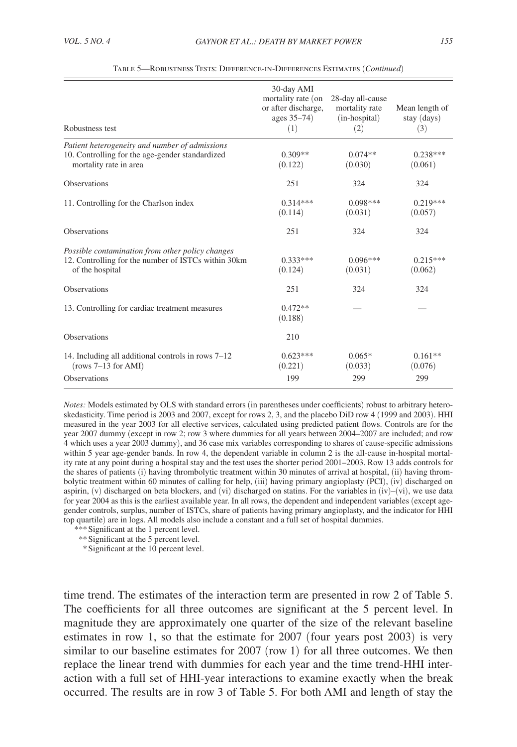Table 5—Robustness Tests: Difference-in-Differences Estimates (*Continued*)

| Robustness test | 30-day AMI mortality rate (on or after discharge, ages 35–74) (1) | 28-day all-cause mortality rate (in-hospital) (2) | Mean length of stay (days) (3) |
|---|---|---|---|
| *Patient heterogeneity and number of admissions* | | | |
| 10. Controlling for the age-gender standardized mortality rate in area | 0.309** (0.122) | 0.074** (0.030) | 0.238*** (0.061) |
| Observations | 251 | 324 | 324 |
| 11. Controlling for the Charlson index | 0.314*** (0.114) | 0.098*** (0.031) | 0.219*** (0.057) |
| Observations | 251 | 324 | 324 |
| *Possible contamination from other policy changes* | | | |
| 12. Controlling for the number of ISTCs within 30km of the hospital | 0.333*** (0.124) | 0.096*** (0.031) | 0.215*** (0.062) |
| Observations | 251 | 324 | 324 |
| 13. Controlling for cardiac treatment measures | 0.472** (0.188) | — | — |
| Observations | 210 | | |
| 14. Including all additional controls in rows 7–12 (rows 7–13 for AMI) | 0.623*** (0.221) | 0.065* (0.033) | 0.161** (0.076) |
| Observations | 199 | 299 | 299 |

*Notes:* Models estimated by OLS with standard errors (in parentheses under coefficients) robust to arbitrary heteroskedasticity. Time period is 2003 and 2007, except for rows 2, 3, and the placebo DiD row 4 (1999 and 2003). HHI measured in the year 2003 for all elective services, calculated using predicted patient flows. Controls are for the year 2007 dummy (except in row 2; row 3 where dummies for all years between 2004–2007 are included; and row 4 which uses a year 2003 dummy), and 36 case mix variables corresponding to shares of cause-specific admissions within 5 year age-gender bands. In row 4, the dependent variable in column 2 is the all-cause in-hospital mortality rate at any point during a hospital stay and the test uses the shorter period 2001–2003. Row 13 adds controls for the shares of patients (i) having thrombolytic treatment within 30 minutes of arrival at hospital, (ii) having thrombolytic treatment within 60 minutes of calling for help, (iii) having primary angioplasty (PCI), (iv) discharged on aspirin, (v) discharged on beta blockers, and (vi) discharged on statins. For the variables in (iv)–(vi), we use data for year 2004 as this is the earliest available year. In all rows, the dependent and independent variables (except age-gender controls, surplus, number of ISTCs, share of patients having primary angioplasty, and the indicator for HHI top quartile) are in logs. All models also include a constant and a full set of hospital dummies.

*** Significant at the 1 percent level.
** Significant at the 5 percent level.
* Significant at the 10 percent level.

time trend. The estimates of the interaction term are presented in row 2 of Table 5. The coefficients for all three outcomes are significant at the 5 percent level. In magnitude they are approximately one quarter of the size of the relevant baseline estimates in row 1, so that the estimate for 2007 (four years post 2003) is very similar to our baseline estimates for 2007 (row 1) for all three outcomes. We then replace the linear trend with dummies for each year and the time trend-HHI interaction with a full set of HHI-year interactions to examine exactly when the break occurred. The results are in row 3 of Table 5. For both AMI and length of stay the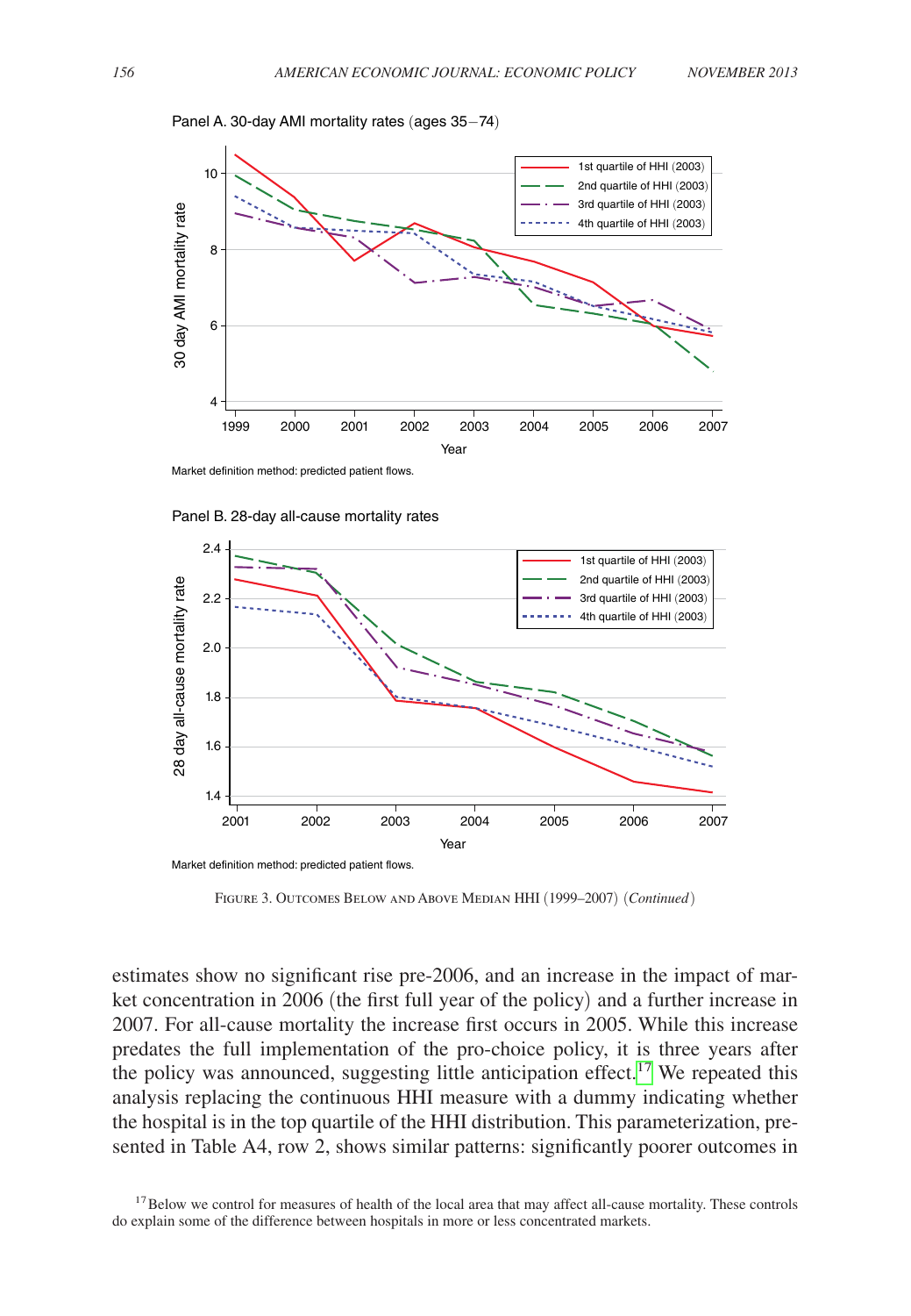Panel A. 30-day AMI mortality rates (ages 35–74)

Market definition method: predicted patient flows.

Panel B. 28-day all-cause mortality rates

Market definition method: predicted patient flows.

Figure 3. Outcomes Below and Above Median HHI (1999–2007) (*Continued*)

estimates show no significant rise pre-2006, and an increase in the impact of market concentration in 2006 (the first full year of the policy) and a further increase in 2007. For all-cause mortality the increase first occurs in 2005. While this increase predates the full implementation of the pro-choice policy, it is three years after the policy was announced, suggesting little anticipation effect.[17] We repeated this analysis replacing the continuous HHI measure with a dummy indicating whether the hospital is in the top quartile of the HHI distribution. This parameterization, presented in Table A4, row 2, shows similar patterns: significantly poorer outcomes in

[17] Below we control for measures of health of the local area that may affect all-cause mortality. These controls do explain some of the difference between hospitals in more or less concentrated markets.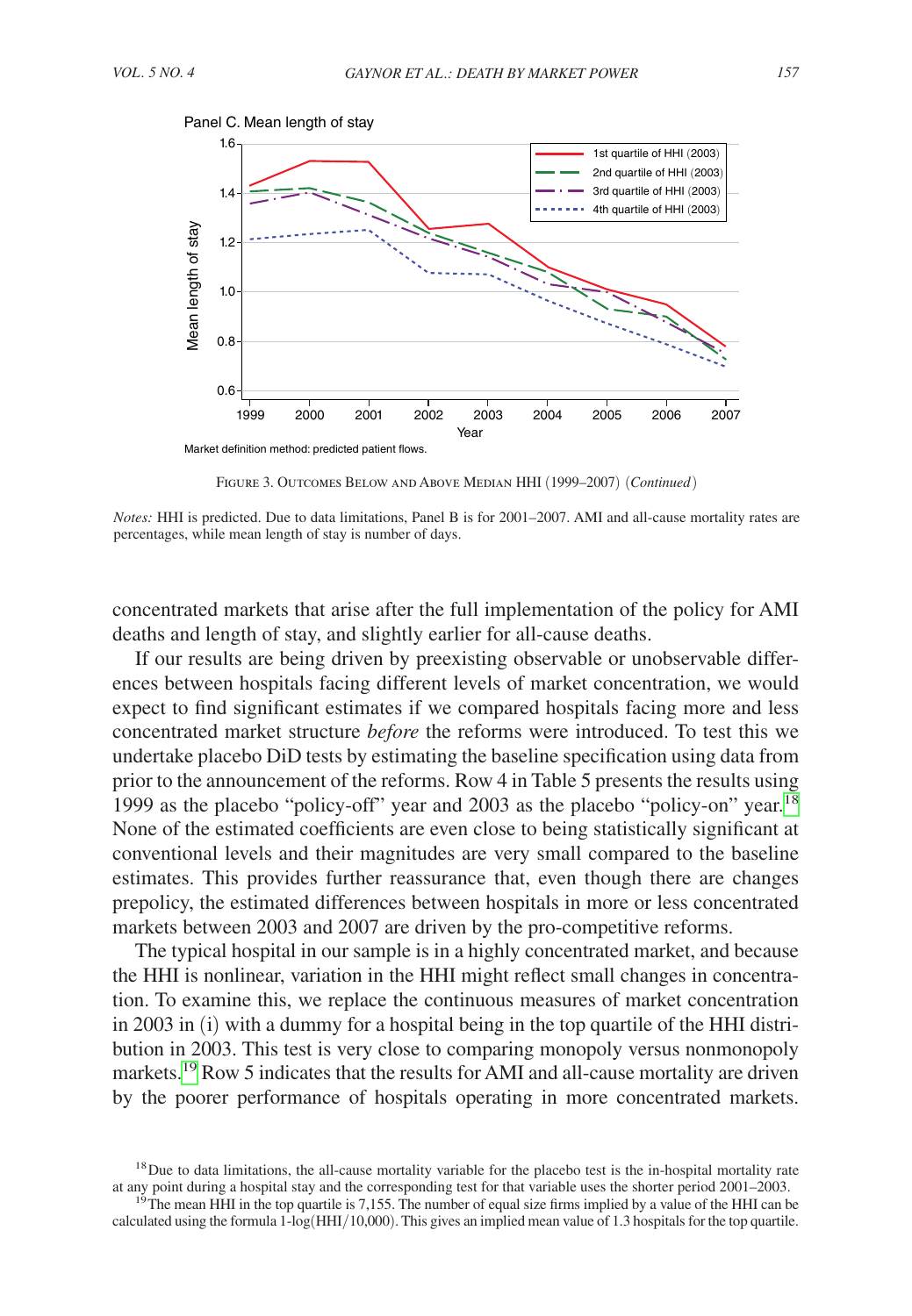Panel C. Mean length of stay

Market definition method: predicted patient flows.

Figure 3. Outcomes Below and Above Median HHI (1999–2007) (*Continued*)

*Notes:* HHI is predicted. Due to data limitations, Panel B is for 2001–2007. AMI and all-cause mortality rates are percentages, while mean length of stay is number of days.

concentrated markets that arise after the full implementation of the policy for AMI deaths and length of stay, and slightly earlier for all-cause deaths.

If our results are being driven by preexisting observable or unobservable differences between hospitals facing different levels of market concentration, we would expect to find significant estimates if we compared hospitals facing more and less concentrated market structure *before* the reforms were introduced. To test this we undertake placebo DiD tests by estimating the baseline specification using data from prior to the announcement of the reforms. Row 4 in Table 5 presents the results using 1999 as the placebo "policy-off" year and 2003 as the placebo "policy-on" year.[18] None of the estimated coefficients are even close to being statistically significant at conventional levels and their magnitudes are very small compared to the baseline estimates. This provides further reassurance that, even though there are changes prepolicy, the estimated differences between hospitals in more or less concentrated markets between 2003 and 2007 are driven by the pro-competitive reforms.

The typical hospital in our sample is in a highly concentrated market, and because the HHI is nonlinear, variation in the HHI might reflect small changes in concentration. To examine this, we replace the continuous measures of market concentration in 2003 in (i) with a dummy for a hospital being in the top quartile of the HHI distribution in 2003. This test is very close to comparing monopoly versus nonmonopoly markets.[19] Row 5 indicates that the results for AMI and all-cause mortality are driven by the poorer performance of hospitals operating in more concentrated markets.

[18] Due to data limitations, the all-cause mortality variable for the placebo test is the in-hospital mortality rate at any point during a hospital stay and the corresponding test for that variable uses the shorter period 2001–2003.

[19] The mean HHI in the top quartile is 7,155. The number of equal size firms implied by a value of the HHI can be calculated using the formula 1-log(HHI/10,000). This gives an implied mean value of 1.3 hospitals for the top quartile.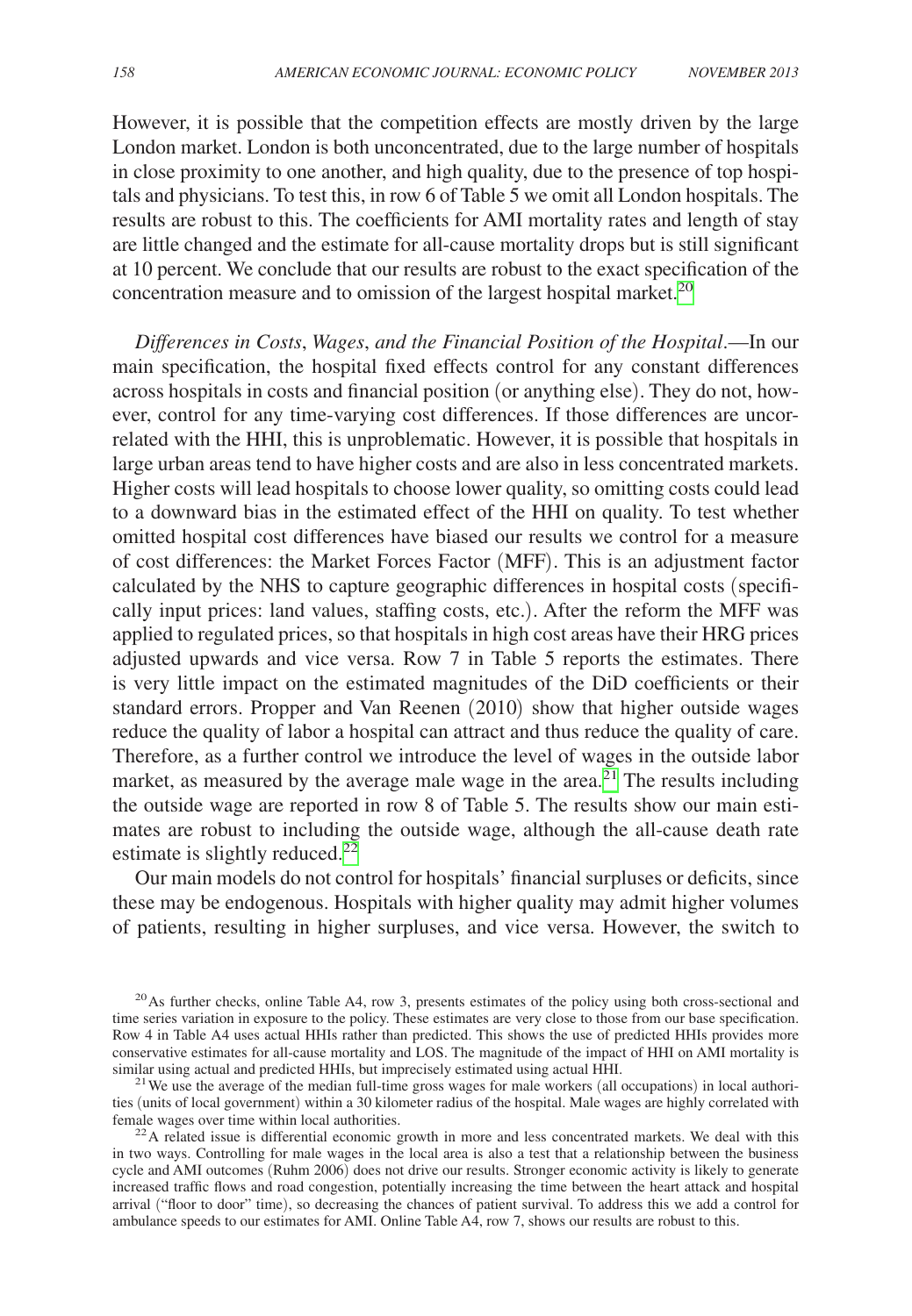However, it is possible that the competition effects are mostly driven by the large London market. London is both unconcentrated, due to the large number of hospitals in close proximity to one another, and high quality, due to the presence of top hospitals and physicians. To test this, in row 6 of Table 5 we omit all London hospitals. The results are robust to this. The coefficients for AMI mortality rates and length of stay are little changed and the estimate for all-cause mortality drops but is still significant at 10 percent. We conclude that our results are robust to the exact specification of the concentration measure and to omission of the largest hospital market.[20]

*Differences in Costs, Wages, and the Financial Position of the Hospital*.—In our main specification, the hospital fixed effects control for any constant differences across hospitals in costs and financial position (or anything else). They do not, however, control for any time-varying cost differences. If those differences are uncorrelated with the HHI, this is unproblematic. However, it is possible that hospitals in large urban areas tend to have higher costs and are also in less concentrated markets. Higher costs will lead hospitals to choose lower quality, so omitting costs could lead to a downward bias in the estimated effect of the HHI on quality. To test whether omitted hospital cost differences have biased our results we control for a measure of cost differences: the Market Forces Factor (MFF). This is an adjustment factor calculated by the NHS to capture geographic differences in hospital costs (specifically input prices: land values, staffing costs, etc.). After the reform the MFF was applied to regulated prices, so that hospitals in high cost areas have their HRG prices adjusted upwards and vice versa. Row 7 in Table 5 reports the estimates. There is very little impact on the estimated magnitudes of the DiD coefficients or their standard errors. Propper and Van Reenen (2010) show that higher outside wages reduce the quality of labor a hospital can attract and thus reduce the quality of care. Therefore, as a further control we introduce the level of wages in the outside labor market, as measured by the average male wage in the area.[21] The results including the outside wage are reported in row 8 of Table 5. The results show our main estimates are robust to including the outside wage, although the all-cause death rate estimate is slightly reduced.[22]

Our main models do not control for hospitals' financial surpluses or deficits, since these may be endogenous. Hospitals with higher quality may admit higher volumes of patients, resulting in higher surpluses, and vice versa. However, the switch to

[20] As further checks, online Table A4, row 3, presents estimates of the policy using both cross-sectional and time series variation in exposure to the policy. These estimates are very close to those from our base specification. Row 4 in Table A4 uses actual HHIs rather than predicted. This shows the use of predicted HHIs provides more conservative estimates for all-cause mortality and LOS. The magnitude of the impact of HHI on AMI mortality is similar using actual and predicted HHIs, but imprecisely estimated using actual HHI.

[21] We use the average of the median full-time gross wages for male workers (all occupations) in local authorities (units of local government) within a 30 kilometer radius of the hospital. Male wages are highly correlated with female wages over time within local authorities.

[22] A related issue is differential economic growth in more and less concentrated markets. We deal with this in two ways. Controlling for male wages in the local area is also a test that a relationship between the business cycle and AMI outcomes (Ruhm 2006) does not drive our results. Stronger economic activity is likely to generate increased traffic flows and road congestion, potentially increasing the time between the heart attack and hospital arrival ("floor to door" time), so decreasing the chances of patient survival. To address this we add a control for ambulance speeds to our estimates for AMI. Online Table A4, row 7, shows our results are robust to this.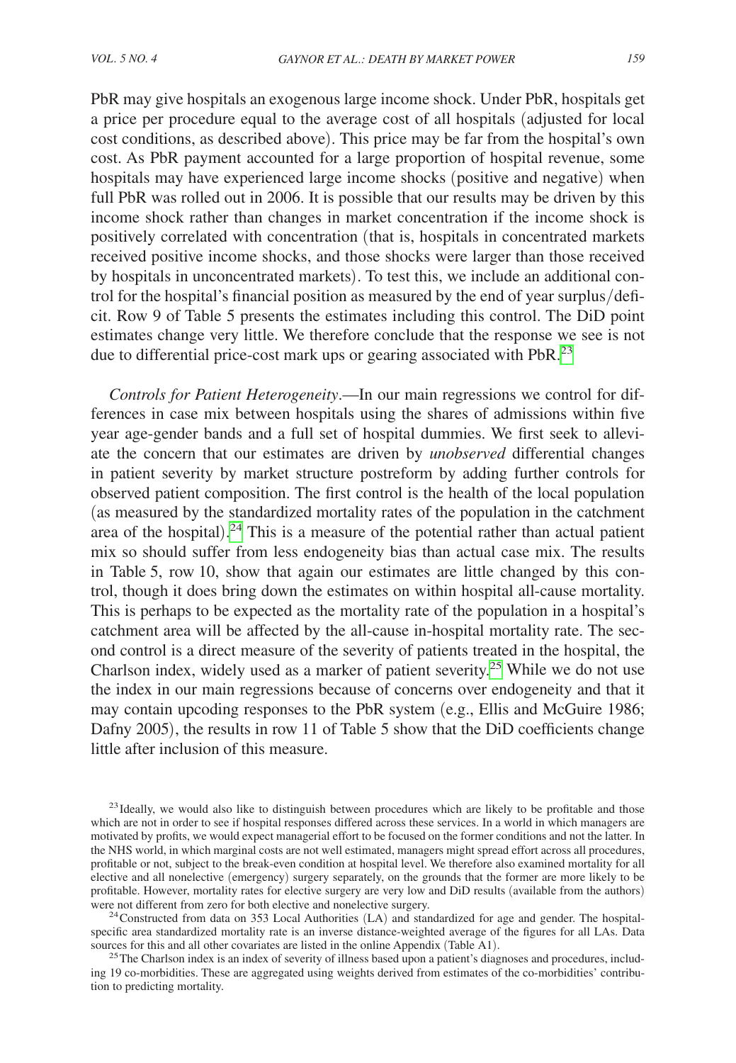PbR may give hospitals an exogenous large income shock. Under PbR, hospitals get a price per procedure equal to the average cost of all hospitals (adjusted for local cost conditions, as described above). This price may be far from the hospital's own cost. As PbR payment accounted for a large proportion of hospital revenue, some hospitals may have experienced large income shocks (positive and negative) when full PbR was rolled out in 2006. It is possible that our results may be driven by this income shock rather than changes in market concentration if the income shock is positively correlated with concentration (that is, hospitals in concentrated markets received positive income shocks, and those shocks were larger than those received by hospitals in unconcentrated markets). To test this, we include an additional control for the hospital's financial position as measured by the end of year surplus/deficit. Row 9 of Table 5 presents the estimates including this control. The DiD point estimates change very little. We therefore conclude that the response we see is not due to differential price-cost mark ups or gearing associated with PbR.[23]

*Controls for Patient Heterogeneity*.—In our main regressions we control for differences in case mix between hospitals using the shares of admissions within five year age-gender bands and a full set of hospital dummies. We first seek to alleviate the concern that our estimates are driven by *unobserved* differential changes in patient severity by market structure postreform by adding further controls for observed patient composition. The first control is the health of the local population (as measured by the standardized mortality rates of the population in the catchment area of the hospital).[24] This is a measure of the potential rather than actual patient mix so should suffer from less endogeneity bias than actual case mix. The results in Table 5, row 10, show that again our estimates are little changed by this control, though it does bring down the estimates on within hospital all-cause mortality. This is perhaps to be expected as the mortality rate of the population in a hospital's catchment area will be affected by the all-cause in-hospital mortality rate. The second control is a direct measure of the severity of patients treated in the hospital, the Charlson index, widely used as a marker of patient severity.[25] While we do not use the index in our main regressions because of concerns over endogeneity and that it may contain upcoding responses to the PbR system (e.g., Ellis and McGuire 1986; Dafny 2005), the results in row 11 of Table 5 show that the DiD coefficients change little after inclusion of this measure.

[23] Ideally, we would also like to distinguish between procedures which are likely to be profitable and those which are not in order to see if hospital responses differed across these services. In a world in which managers are motivated by profits, we would expect managerial effort to be focused on the former conditions and not the latter. In the NHS world, in which marginal costs are not well estimated, managers might spread effort across all procedures, profitable or not, subject to the break-even condition at hospital level. We therefore also examined mortality for all elective and all nonelective (emergency) surgery separately, on the grounds that the former are more likely to be profitable. However, mortality rates for elective surgery are very low and DiD results (available from the authors) were not different from zero for both elective and nonelective surgery.

[24] Constructed from data on 353 Local Authorities (LA) and standardized for age and gender. The hospital-specific area standardized mortality rate is an inverse distance-weighted average of the figures for all LAs. Data sources for this and all other covariates are listed in the online Appendix (Table A1).

[25] The Charlson index is an index of severity of illness based upon a patient's diagnoses and procedures, including 19 co-morbidities. These are aggregated using weights derived from estimates of the co-morbidities' contribution to predicting mortality.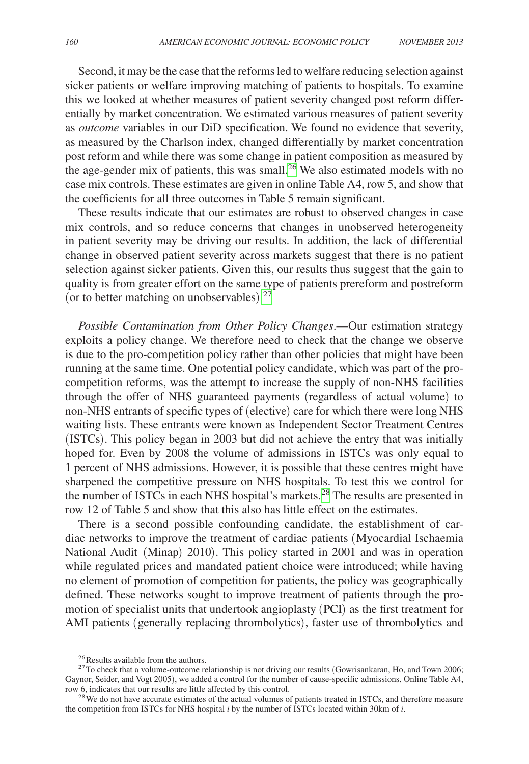Second, it may be the case that the reforms led to welfare reducing selection against sicker patients or welfare improving matching of patients to hospitals. To examine this we looked at whether measures of patient severity changed post reform differentially by market concentration. We estimated various measures of patient severity as *outcome* variables in our DiD specification. We found no evidence that severity, as measured by the Charlson index, changed differentially by market concentration post reform and while there was some change in patient composition as measured by the age-gender mix of patients, this was small.[26] We also estimated models with no case mix controls. These estimates are given in online Table A4, row 5, and show that the coefficients for all three outcomes in Table 5 remain significant.

These results indicate that our estimates are robust to observed changes in case mix controls, and so reduce concerns that changes in unobserved heterogeneity in patient severity may be driving our results. In addition, the lack of differential change in observed patient severity across markets suggest that there is no patient selection against sicker patients. Given this, our results thus suggest that the gain to quality is from greater effort on the same type of patients prereform and postreform (or to better matching on unobservables).[27]

*Possible Contamination from Other Policy Changes*.—Our estimation strategy exploits a policy change. We therefore need to check that the change we observe is due to the pro-competition policy rather than other policies that might have been running at the same time. One potential policy candidate, which was part of the pro-competition reforms, was the attempt to increase the supply of non-NHS facilities through the offer of NHS guaranteed payments (regardless of actual volume) to non-NHS entrants of specific types of (elective) care for which there were long NHS waiting lists. These entrants were known as Independent Sector Treatment Centres (ISTCs). This policy began in 2003 but did not achieve the entry that was initially hoped for. Even by 2008 the volume of admissions in ISTCs was only equal to 1 percent of NHS admissions. However, it is possible that these centres might have sharpened the competitive pressure on NHS hospitals. To test this we control for the number of ISTCs in each NHS hospital's markets.[28] The results are presented in row 12 of Table 5 and show that this also has little effect on the estimates.

There is a second possible confounding candidate, the establishment of cardiac networks to improve the treatment of cardiac patients (Myocardial Ischaemia National Audit (Minap) 2010). This policy started in 2001 and was in operation while regulated prices and mandated patient choice were introduced; while having no element of promotion of competition for patients, the policy was geographically defined. These networks sought to improve treatment of patients through the promotion of specialist units that undertook angioplasty (PCI) as the first treatment for AMI patients (generally replacing thrombolytics), faster use of thrombolytics and

[26] Results available from the authors.

[27] To check that a volume-outcome relationship is not driving our results (Gowrisankaran, Ho, and Town 2006; Gaynor, Seider, and Vogt 2005), we added a control for the number of cause-specific admissions. Online Table A4, row 6, indicates that our results are little affected by this control.

[28] We do not have accurate estimates of the actual volumes of patients treated in ISTCs, and therefore measure the competition from ISTCs for NHS hospital $i$ by the number of ISTCs located within 30km of $i$.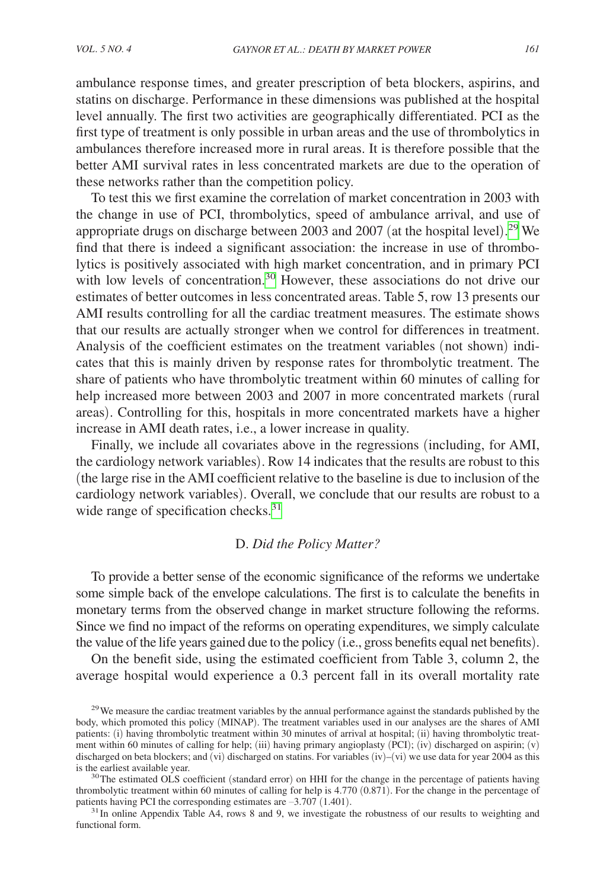ambulance response times, and greater prescription of beta blockers, aspirins, and statins on discharge. Performance in these dimensions was published at the hospital level annually. The first two activities are geographically differentiated. PCI as the first type of treatment is only possible in urban areas and the use of thrombolytics in ambulances therefore increased more in rural areas. It is therefore possible that the better AMI survival rates in less concentrated markets are due to the operation of these networks rather than the competition policy.

To test this we first examine the correlation of market concentration in 2003 with the change in use of PCI, thrombolytics, speed of ambulance arrival, and use of appropriate drugs on discharge between 2003 and 2007 (at the hospital level).[29] We find that there is indeed a significant association: the increase in use of thrombolytics is positively associated with high market concentration, and in primary PCI with low levels of concentration.[30] However, these associations do not drive our estimates of better outcomes in less concentrated areas. Table 5, row 13 presents our AMI results controlling for all the cardiac treatment measures. The estimate shows that our results are actually stronger when we control for differences in treatment. Analysis of the coefficient estimates on the treatment variables (not shown) indicates that this is mainly driven by response rates for thrombolytic treatment. The share of patients who have thrombolytic treatment within 60 minutes of calling for help increased more between 2003 and 2007 in more concentrated markets (rural areas). Controlling for this, hospitals in more concentrated markets have a higher increase in AMI death rates, i.e., a lower increase in quality.

Finally, we include all covariates above in the regressions (including, for AMI, the cardiology network variables). Row 14 indicates that the results are robust to this (the large rise in the AMI coefficient relative to the baseline is due to inclusion of the cardiology network variables). Overall, we conclude that our results are robust to a wide range of specification checks.[31]

### D. *Did the Policy Matter?*

To provide a better sense of the economic significance of the reforms we undertake some simple back of the envelope calculations. The first is to calculate the benefits in monetary terms from the observed change in market structure following the reforms. Since we find no impact of the reforms on operating expenditures, we simply calculate the value of the life years gained due to the policy (i.e., gross benefits equal net benefits).

On the benefit side, using the estimated coefficient from Table 3, column 2, the average hospital would experience a 0.3 percent fall in its overall mortality rate

[29] We measure the cardiac treatment variables by the annual performance against the standards published by the body, which promoted this policy (MINAP). The treatment variables used in our analyses are the shares of AMI patients: (i) having thrombolytic treatment within 30 minutes of arrival at hospital; (ii) having thrombolytic treatment within 60 minutes of calling for help; (iii) having primary angioplasty (PCI); (iv) discharged on aspirin; (v) discharged on beta blockers; and (vi) discharged on statins. For variables (iv)–(vi) we use data for year 2004 as this is the earliest available year.

[30] The estimated OLS coefficient (standard error) on HHI for the change in the percentage of patients having thrombolytic treatment within 60 minutes of calling for help is 4.770 (0.871). For the change in the percentage of patients having PCI the corresponding estimates are –3.707 (1.401).

[31] In online Appendix Table A4, rows 8 and 9, we investigate the robustness of our results to weighting and functional form.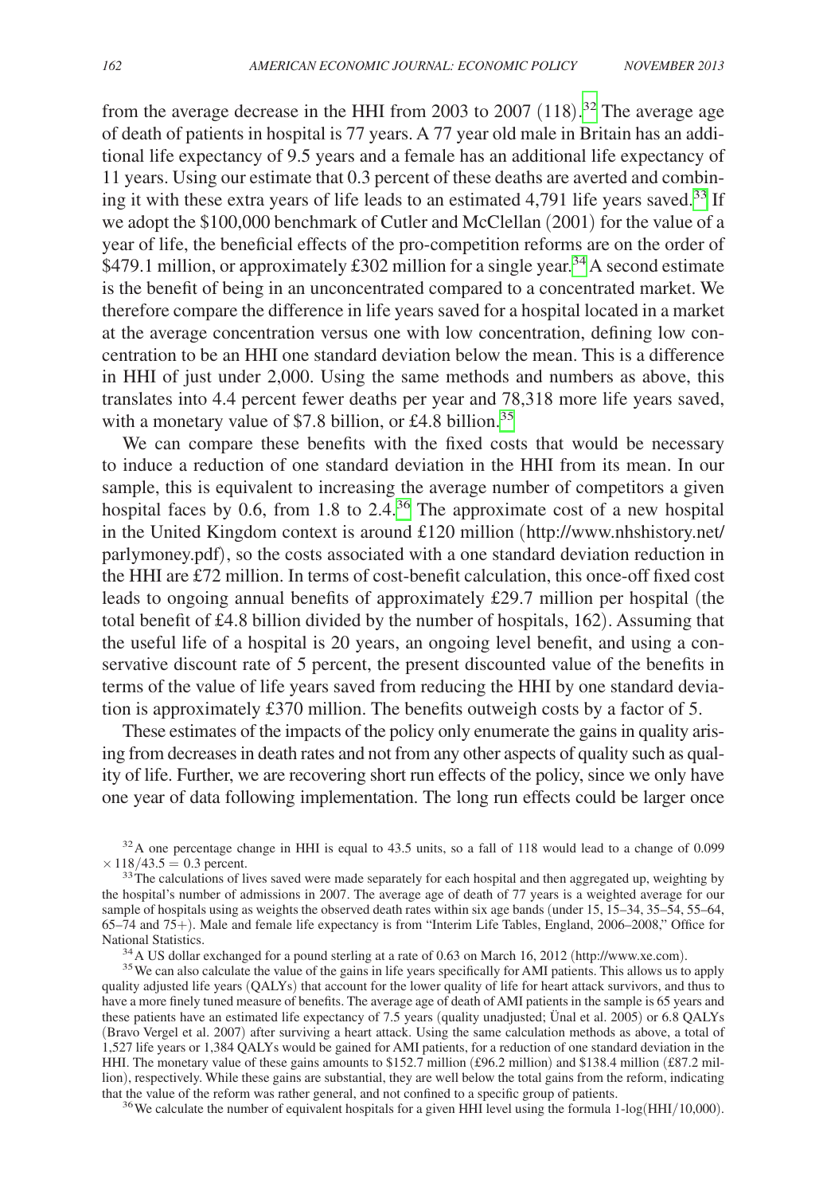from the average decrease in the HHI from 2003 to 2007 (118).[32] The average age of death of patients in hospital is 77 years. A 77 year old male in Britain has an additional life expectancy of 9.5 years and a female has an additional life expectancy of 11 years. Using our estimate that 0.3 percent of these deaths are averted and combining it with these extra years of life leads to an estimated 4,791 life years saved.[33] If we adopt the \$100,000 benchmark of Cutler and McClellan (2001) for the value of a year of life, the beneficial effects of the pro-competition reforms are on the order of \$479.1 million, or approximately £302 million for a single year.[34] A second estimate is the benefit of being in an unconcentrated compared to a concentrated market. We therefore compare the difference in life years saved for a hospital located in a market at the average concentration versus one with low concentration, defining low concentration to be an HHI one standard deviation below the mean. This is a difference in HHI of just under 2,000. Using the same methods and numbers as above, this translates into 4.4 percent fewer deaths per year and 78,318 more life years saved, with a monetary value of \$7.8 billion, or £4.8 billion.[35]

We can compare these benefits with the fixed costs that would be necessary to induce a reduction of one standard deviation in the HHI from its mean. In our sample, this is equivalent to increasing the average number of competitors a given hospital faces by 0.6, from 1.8 to 2.4.[36] The approximate cost of a new hospital in the United Kingdom context is around £120 million (http://www.nhshistory.net/parlymoney.pdf), so the costs associated with a one standard deviation reduction in the HHI are £72 million. In terms of cost-benefit calculation, this once-off fixed cost leads to ongoing annual benefits of approximately £29.7 million per hospital (the total benefit of £4.8 billion divided by the number of hospitals, 162). Assuming that the useful life of a hospital is 20 years, an ongoing level benefit, and using a conservative discount rate of 5 percent, the present discounted value of the benefits in terms of the value of life years saved from reducing the HHI by one standard deviation is approximately £370 million. The benefits outweigh costs by a factor of 5.

These estimates of the impacts of the policy only enumerate the gains in quality arising from decreases in death rates and not from any other aspects of quality such as quality of life. Further, we are recovering short run effects of the policy, since we only have one year of data following implementation. The long run effects could be larger once

[32] A one percentage change in HHI is equal to 43.5 units, so a fall of 118 would lead to a change of $0.099 \times 118/43.5 = 0.3$ percent.

[33] The calculations of lives saved were made separately for each hospital and then aggregated up, weighting by the hospital's number of admissions in 2007. The average age of death of 77 years is a weighted average for our sample of hospitals using as weights the observed death rates within six age bands (under 15, 15–34, 35–54, 55–64, 65–74 and 75+). Male and female life expectancy is from "Interim Life Tables, England, 2006–2008," Office for National Statistics.

[34] A US dollar exchanged for a pound sterling at a rate of 0.63 on March 16, 2012 (http://www.xe.com).

[35] We can also calculate the value of the gains in life years specifically for AMI patients. This allows us to apply quality adjusted life years (QALYs) that account for the lower quality of life for heart attack survivors, and thus to have a more finely tuned measure of benefits. The average age of death of AMI patients in the sample is 65 years and these patients have an estimated life expectancy of 7.5 years (quality unadjusted; Ünal et al. 2005) or 6.8 QALYs (Bravo Vergel et al. 2007) after surviving a heart attack. Using the same calculation methods as above, a total of 1,527 life years or 1,384 QALYs would be gained for AMI patients, for a reduction of one standard deviation in the HHI. The monetary value of these gains amounts to \$152.7 million (£96.2 million) and \$138.4 million (£87.2 million), respectively. While these gains are substantial, they are well below the total gains from the reform, indicating that the value of the reform was rather general, and not confined to a specific group of patients.

[36] We calculate the number of equivalent hospitals for a given HHI level using the formula 1-log(HHI/10,000).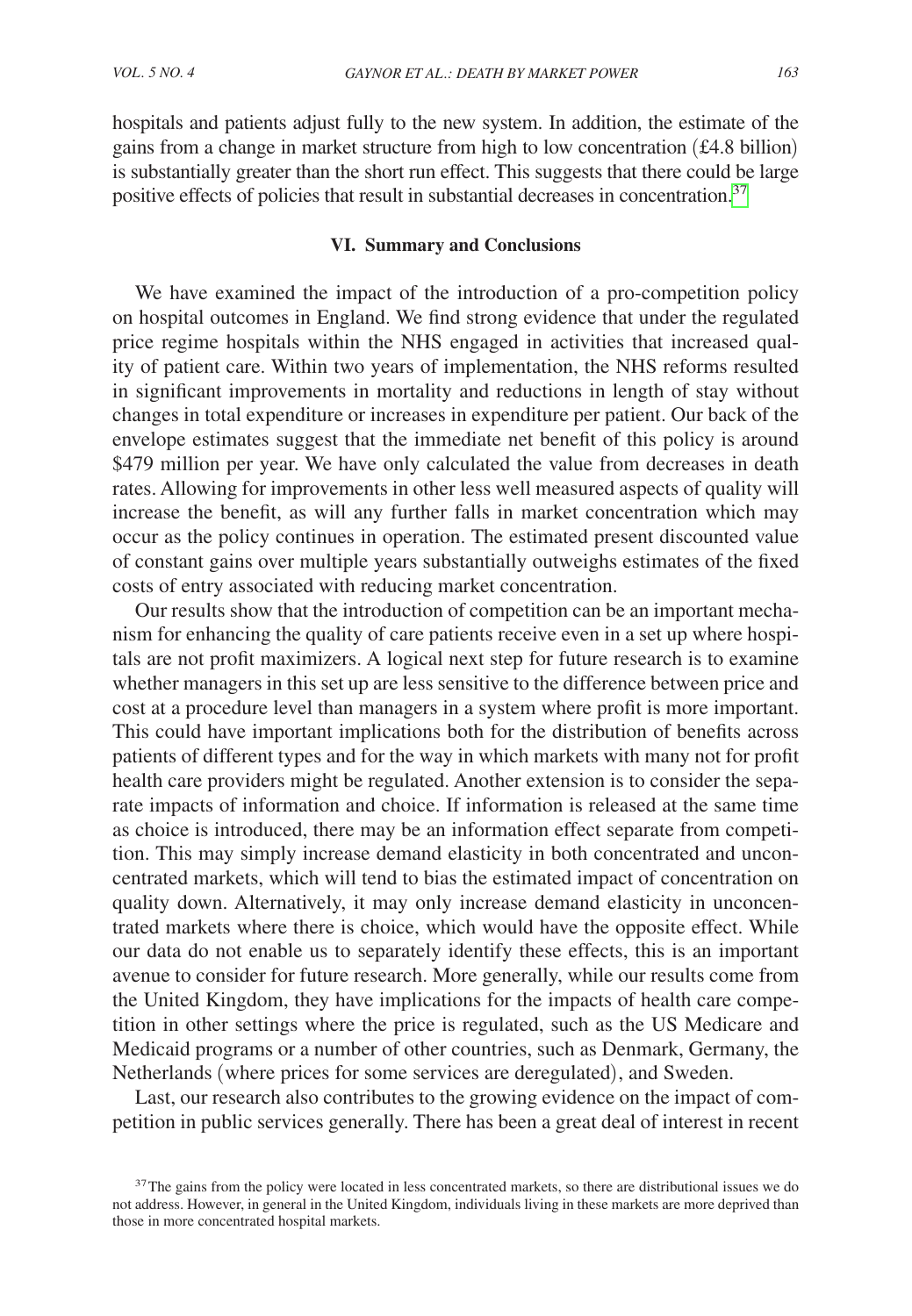hospitals and patients adjust fully to the new system. In addition, the estimate of the gains from a change in market structure from high to low concentration (£4.8 billion) is substantially greater than the short run effect. This suggests that there could be large positive effects of policies that result in substantial decreases in concentration.[37]

## VI. Summary and Conclusions

We have examined the impact of the introduction of a pro-competition policy on hospital outcomes in England. We find strong evidence that under the regulated price regime hospitals within the NHS engaged in activities that increased quality of patient care. Within two years of implementation, the NHS reforms resulted in significant improvements in mortality and reductions in length of stay without changes in total expenditure or increases in expenditure per patient. Our back of the envelope estimates suggest that the immediate net benefit of this policy is around \$479 million per year. We have only calculated the value from decreases in death rates. Allowing for improvements in other less well measured aspects of quality will increase the benefit, as will any further falls in market concentration which may occur as the policy continues in operation. The estimated present discounted value of constant gains over multiple years substantially outweighs estimates of the fixed costs of entry associated with reducing market concentration.

Our results show that the introduction of competition can be an important mechanism for enhancing the quality of care patients receive even in a set up where hospitals are not profit maximizers. A logical next step for future research is to examine whether managers in this set up are less sensitive to the difference between price and cost at a procedure level than managers in a system where profit is more important. This could have important implications both for the distribution of benefits across patients of different types and for the way in which markets with many not for profit health care providers might be regulated. Another extension is to consider the separate impacts of information and choice. If information is released at the same time as choice is introduced, there may be an information effect separate from competition. This may simply increase demand elasticity in both concentrated and unconcentrated markets, which will tend to bias the estimated impact of concentration on quality down. Alternatively, it may only increase demand elasticity in unconcentrated markets where there is choice, which would have the opposite effect. While our data do not enable us to separately identify these effects, this is an important avenue to consider for future research. More generally, while our results come from the United Kingdom, they have implications for the impacts of health care competition in other settings where the price is regulated, such as the US Medicare and Medicaid programs or a number of other countries, such as Denmark, Germany, the Netherlands (where prices for some services are deregulated), and Sweden.

Last, our research also contributes to the growing evidence on the impact of competition in public services generally. There has been a great deal of interest in recent

[37] The gains from the policy were located in less concentrated markets, so there are distributional issues we do not address. However, in general in the United Kingdom, individuals living in these markets are more deprived than those in more concentrated hospital markets.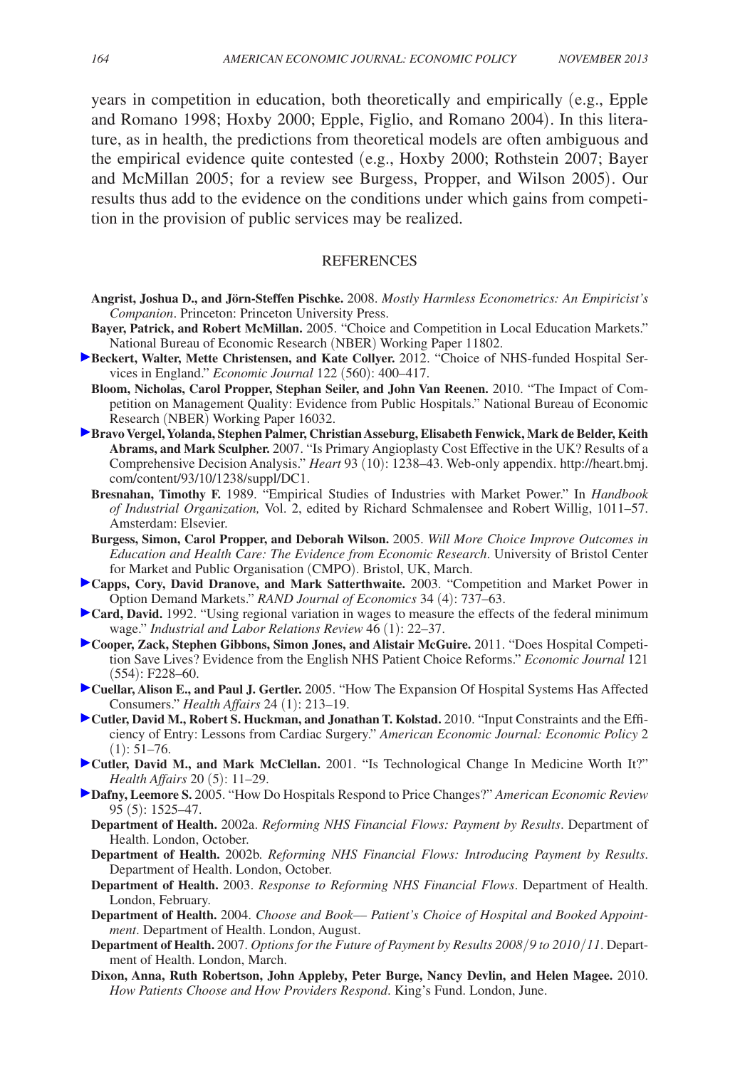years in competition in education, both theoretically and empirically (e.g., Epple and Romano 1998; Hoxby 2000; Epple, Figlio, and Romano 2004). In this literature, as in health, the predictions from theoretical models are often ambiguous and the empirical evidence quite contested (e.g., Hoxby 2000; Rothstein 2007; Bayer and McMillan 2005; for a review see Burgess, Propper, and Wilson 2005). Our results thus add to the evidence on the conditions under which gains from competition in the provision of public services may be realized.

## REFERENCES

**Angrist, Joshua D., and Jörn-Steffen Pischke.** 2008. *Mostly Harmless Econometrics: An Empiricist's Companion*. Princeton: Princeton University Press.

**Bayer, Patrick, and Robert McMillan.** 2005. "Choice and Competition in Local Education Markets." National Bureau of Economic Research (NBER) Working Paper 11802.

**Beckert, Walter, Mette Christensen, and Kate Collyer.** 2012. "Choice of NHS-funded Hospital Services in England." *Economic Journal* 122 (560): 400–417.

**Bloom, Nicholas, Carol Propper, Stephan Seiler, and John Van Reenen.** 2010. "The Impact of Competition on Management Quality: Evidence from Public Hospitals." National Bureau of Economic Research (NBER) Working Paper 16032.

**Bravo Vergel, Yolanda, Stephen Palmer, Christian Asseburg, Elisabeth Fenwick, Mark de Belder, Keith Abrams, and Mark Sculpher.** 2007. "Is Primary Angioplasty Cost Effective in the UK? Results of a Comprehensive Decision Analysis." *Heart* 93 (10): 1238–43. Web-only appendix. http://heart.bmj.com/content/93/10/1238/suppl/DC1.

**Bresnahan, Timothy F.** 1989. "Empirical Studies of Industries with Market Power." In *Handbook of Industrial Organization,* Vol. 2, edited by Richard Schmalensee and Robert Willig, 1011–57. Amsterdam: Elsevier.

**Burgess, Simon, Carol Propper, and Deborah Wilson.** 2005. *Will More Choice Improve Outcomes in Education and Health Care: The Evidence from Economic Research*. University of Bristol Center for Market and Public Organisation (CMPO). Bristol, UK, March.

**Capps, Cory, David Dranove, and Mark Satterthwaite.** 2003. "Competition and Market Power in Option Demand Markets." *RAND Journal of Economics* 34 (4): 737–63.

**Card, David.** 1992. "Using regional variation in wages to measure the effects of the federal minimum wage." *Industrial and Labor Relations Review* 46 (1): 22–37.

**Cooper, Zack, Stephen Gibbons, Simon Jones, and Alistair McGuire.** 2011. "Does Hospital Competition Save Lives? Evidence from the English NHS Patient Choice Reforms." *Economic Journal* 121 (554): F228–60.

**Cuellar, Alison E., and Paul J. Gertler.** 2005. "How The Expansion Of Hospital Systems Has Affected Consumers." *Health Affairs* 24 (1): 213–19.

**Cutler, David M., Robert S. Huckman, and Jonathan T. Kolstad.** 2010. "Input Constraints and the Efficiency of Entry: Lessons from Cardiac Surgery." *American Economic Journal: Economic Policy* 2 (1): 51–76.

**Cutler, David M., and Mark McClellan.** 2001. "Is Technological Change In Medicine Worth It?" *Health Affairs* 20 (5): 11–29.

**Dafny, Leemore S.** 2005. "How Do Hospitals Respond to Price Changes?" *American Economic Review* 95 (5): 1525–47.

**Department of Health.** 2002a. *Reforming NHS Financial Flows: Payment by Results*. Department of Health. London, October.

**Department of Health.** 2002b. *Reforming NHS Financial Flows: Introducing Payment by Results*. Department of Health. London, October.

**Department of Health.** 2003. *Response to Reforming NHS Financial Flows*. Department of Health. London, February.

**Department of Health.** 2004. *Choose and Book— Patient's Choice of Hospital and Booked Appointment*. Department of Health. London, August.

**Department of Health.** 2007. *Options for the Future of Payment by Results 2008/9 to 2010/11*. Department of Health. London, March.

**Dixon, Anna, Ruth Robertson, John Appleby, Peter Burge, Nancy Devlin, and Helen Magee.** 2010. *How Patients Choose and How Providers Respond*. King's Fund. London, June.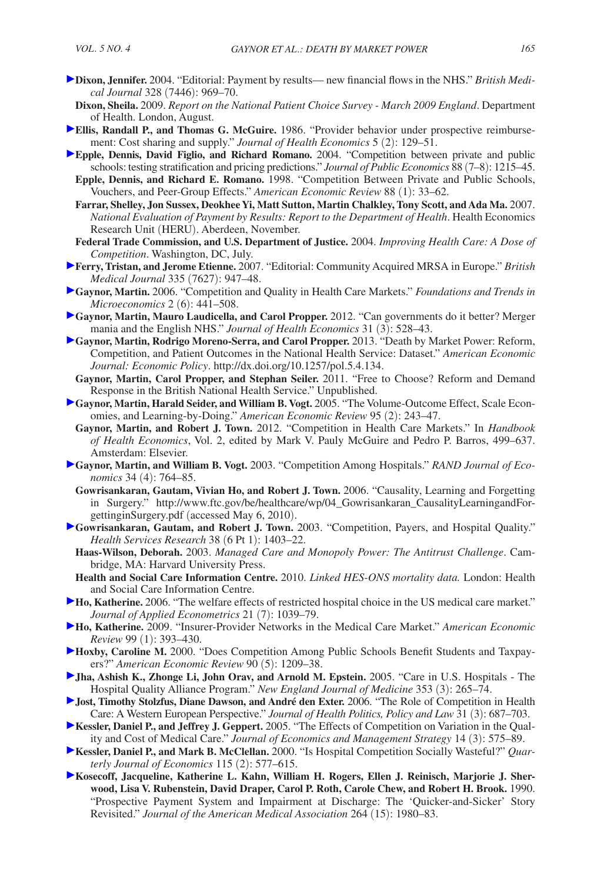**Dixon, Jennifer.** 2004. "Editorial: Payment by results— new financial flows in the NHS." *British Medical Journal* 328 (7446): 969–70.

**Dixon, Sheila.** 2009. *Report on the National Patient Choice Survey - March 2009 England*. Department of Health. London, August.

**Ellis, Randall P., and Thomas G. McGuire.** 1986. "Provider behavior under prospective reimbursement: Cost sharing and supply." *Journal of Health Economics* 5 (2): 129–51.

**Epple, Dennis, David Figlio, and Richard Romano.** 2004. "Competition between private and public schools: testing stratification and pricing predictions." *Journal of Public Economics* 88 (7–8): 1215–45.

**Epple, Dennis, and Richard E. Romano.** 1998. "Competition Between Private and Public Schools, Vouchers, and Peer-Group Effects." *American Economic Review* 88 (1): 33–62.

**Farrar, Shelley, Jon Sussex, Deokhee Yi, Matt Sutton, Martin Chalkley, Tony Scott, and Ada Ma.** 2007. *National Evaluation of Payment by Results: Report to the Department of Health*. Health Economics Research Unit (HERU). Aberdeen, November.

**Federal Trade Commission, and U.S. Department of Justice.** 2004. *Improving Health Care: A Dose of Competition*. Washington, DC, July.

**Ferry, Tristan, and Jerome Etienne.** 2007. "Editorial: Community Acquired MRSA in Europe." *British Medical Journal* 335 (7627): 947–48.

**Gaynor, Martin.** 2006. "Competition and Quality in Health Care Markets." *Foundations and Trends in Microeconomics* 2 (6): 441–508.

**Gaynor, Martin, Mauro Laudicella, and Carol Propper.** 2012. "Can governments do it better? Merger mania and the English NHS." *Journal of Health Economics* 31 (3): 528–43.

**Gaynor, Martin, Rodrigo Moreno-Serra, and Carol Propper.** 2013. "Death by Market Power: Reform, Competition, and Patient Outcomes in the National Health Service: Dataset." *American Economic Journal: Economic Policy*. http://dx.doi.org/10.1257/pol.5.4.134.

**Gaynor, Martin, Carol Propper, and Stephan Seiler.** 2011. "Free to Choose? Reform and Demand Response in the British National Health Service." Unpublished.

**Gaynor, Martin, Harald Seider, and William B. Vogt.** 2005. "The Volume-Outcome Effect, Scale Economies, and Learning-by-Doing." *American Economic Review* 95 (2): 243–47.

**Gaynor, Martin, and Robert J. Town.** 2012. "Competition in Health Care Markets." In *Handbook of Health Economics*, Vol. 2, edited by Mark V. Pauly McGuire and Pedro P. Barros, 499–637. Amsterdam: Elsevier.

**Gaynor, Martin, and William B. Vogt.** 2003. "Competition Among Hospitals." *RAND Journal of Economics* 34 (4): 764–85.

**Gowrisankaran, Gautam, Vivian Ho, and Robert J. Town.** 2006. "Causality, Learning and Forgetting in Surgery." http://www.ftc.gov/be/healthcare/wp/04_Gowrisankaran_CausalityLearningandForgettinginSurgery.pdf (accessed May 6, 2010).

**Gowrisankaran, Gautam, and Robert J. Town.** 2003. "Competition, Payers, and Hospital Quality." *Health Services Research* 38 (6 Pt 1): 1403–22.

**Haas-Wilson, Deborah.** 2003. *Managed Care and Monopoly Power: The Antitrust Challenge*. Cambridge, MA: Harvard University Press.

**Health and Social Care Information Centre.** 2010. *Linked HES-ONS mortality data.* London: Health and Social Care Information Centre.

**Ho, Katherine.** 2006. "The welfare effects of restricted hospital choice in the US medical care market." *Journal of Applied Econometrics* 21 (7): 1039–79.

**Ho, Katherine.** 2009. "Insurer-Provider Networks in the Medical Care Market." *American Economic Review* 99 (1): 393–430.

**Hoxby, Caroline M.** 2000. "Does Competition Among Public Schools Benefit Students and Taxpayers?" *American Economic Review* 90 (5): 1209–38.

**Jha, Ashish K., Zhonge Li, John Orav, and Arnold M. Epstein.** 2005. "Care in U.S. Hospitals - The Hospital Quality Alliance Program." *New England Journal of Medicine* 353 (3): 265–74.

**Jost, Timothy Stolzfus, Diane Dawson, and André den Exter.** 2006. "The Role of Competition in Health Care: A Western European Perspective." *Journal of Health Politics, Policy and Law* 31 (3): 687–703.

**Kessler, Daniel P., and Jeffrey J. Geppert.** 2005. "The Effects of Competition on Variation in the Quality and Cost of Medical Care." *Journal of Economics and Management Strategy* 14 (3): 575–89.

**Kessler, Daniel P., and Mark B. McClellan.** 2000. "Is Hospital Competition Socially Wasteful?" *Quarterly Journal of Economics* 115 (2): 577–615.

**Kosecoff, Jacqueline, Katherine L. Kahn, William H. Rogers, Ellen J. Reinisch, Marjorie J. Sherwood, Lisa V. Rubenstein, David Draper, Carol P. Roth, Carole Chew, and Robert H. Brook.** 1990. "Prospective Payment System and Impairment at Discharge: The 'Quicker-and-Sicker' Story Revisited." *Journal of the American Medical Association* 264 (15): 1980–83.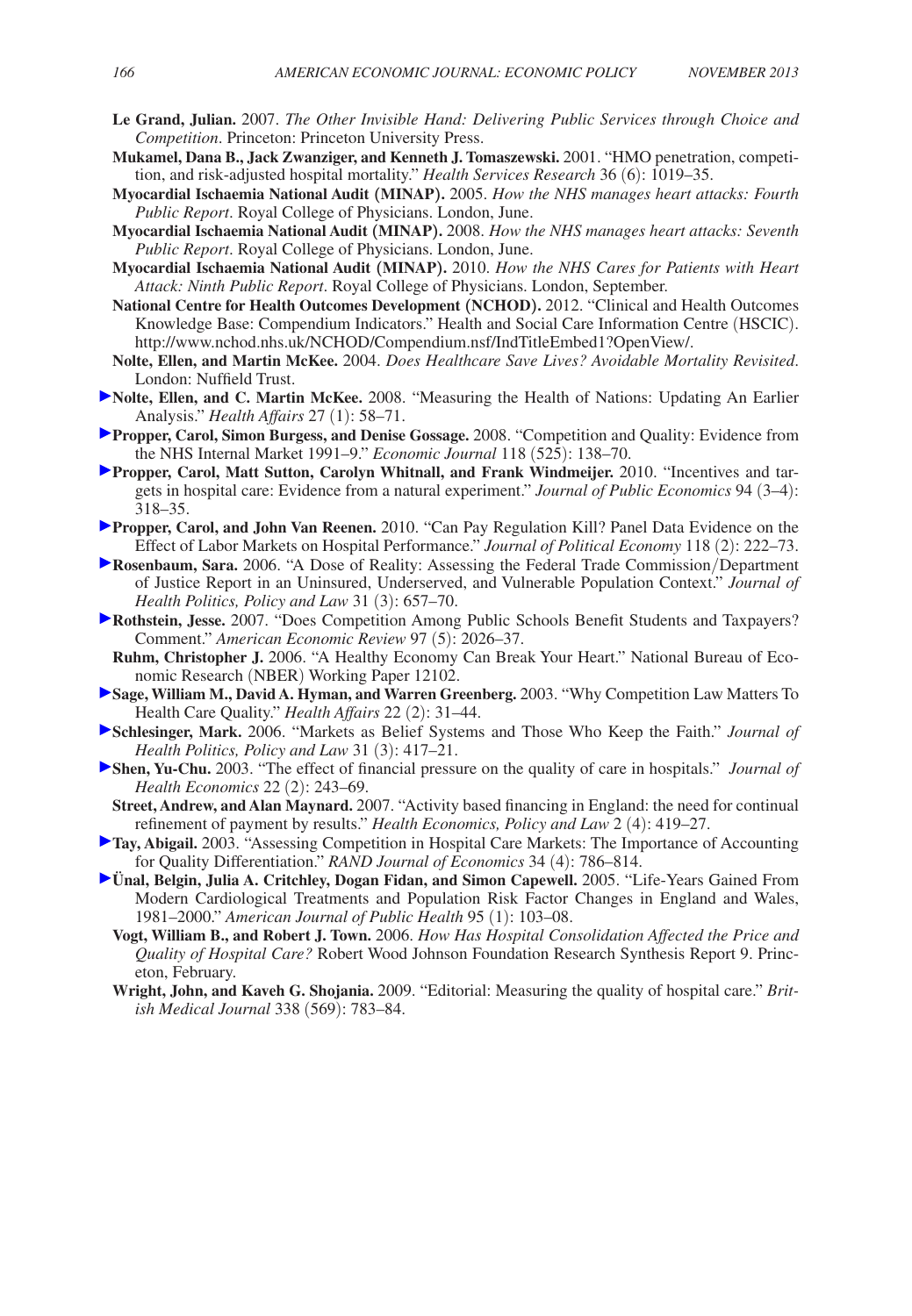**Le Grand, Julian.** 2007. *The Other Invisible Hand: Delivering Public Services through Choice and Competition*. Princeton: Princeton University Press.

**Mukamel, Dana B., Jack Zwanziger, and Kenneth J. Tomaszewski.** 2001. "HMO penetration, competition, and risk-adjusted hospital mortality." *Health Services Research* 36 (6): 1019–35.

**Myocardial Ischaemia National Audit (MINAP).** 2005. *How the NHS manages heart attacks: Fourth Public Report*. Royal College of Physicians. London, June.

**Myocardial Ischaemia National Audit (MINAP).** 2008. *How the NHS manages heart attacks: Seventh Public Report*. Royal College of Physicians. London, June.

**Myocardial Ischaemia National Audit (MINAP).** 2010. *How the NHS Cares for Patients with Heart Attack: Ninth Public Report*. Royal College of Physicians. London, September.

**National Centre for Health Outcomes Development (NCHOD).** 2012. "Clinical and Health Outcomes Knowledge Base: Compendium Indicators." Health and Social Care Information Centre (HSCIC). http://www.nchod.nhs.uk/NCHOD/Compendium.nsf/IndTitleEmbed1?OpenView/.

**Nolte, Ellen, and Martin McKee.** 2004. *Does Healthcare Save Lives? Avoidable Mortality Revisited*. London: Nuffield Trust.

**Nolte, Ellen, and C. Martin McKee.** 2008. "Measuring the Health of Nations: Updating An Earlier Analysis." *Health Affairs* 27 (1): 58–71.

**Propper, Carol, Simon Burgess, and Denise Gossage.** 2008. "Competition and Quality: Evidence from the NHS Internal Market 1991–9." *Economic Journal* 118 (525): 138–70.

**Propper, Carol, Matt Sutton, Carolyn Whitnall, and Frank Windmeijer.** 2010. "Incentives and targets in hospital care: Evidence from a natural experiment." *Journal of Public Economics* 94 (3–4): 318–35.

**Propper, Carol, and John Van Reenen.** 2010. "Can Pay Regulation Kill? Panel Data Evidence on the Effect of Labor Markets on Hospital Performance." *Journal of Political Economy* 118 (2): 222–73.

**Rosenbaum, Sara.** 2006. "A Dose of Reality: Assessing the Federal Trade Commission/Department of Justice Report in an Uninsured, Underserved, and Vulnerable Population Context." *Journal of Health Politics, Policy and Law* 31 (3): 657–70.

**Rothstein, Jesse.** 2007. "Does Competition Among Public Schools Benefit Students and Taxpayers? Comment." *American Economic Review* 97 (5): 2026–37.

**Ruhm, Christopher J.** 2006. "A Healthy Economy Can Break Your Heart." National Bureau of Economic Research (NBER) Working Paper 12102.

**Sage, William M., David A. Hyman, and Warren Greenberg.** 2003. "Why Competition Law Matters To Health Care Quality." *Health Affairs* 22 (2): 31–44.

**Schlesinger, Mark.** 2006. "Markets as Belief Systems and Those Who Keep the Faith." *Journal of Health Politics, Policy and Law* 31 (3): 417–21.

**Shen, Yu-Chu.** 2003. "The effect of financial pressure on the quality of care in hospitals." *Journal of Health Economics* 22 (2): 243–69.

**Street, Andrew, and Alan Maynard.** 2007. "Activity based financing in England: the need for continual refinement of payment by results." *Health Economics, Policy and Law* 2 (4): 419–27.

**Tay, Abigail.** 2003. "Assessing Competition in Hospital Care Markets: The Importance of Accounting for Quality Differentiation." *RAND Journal of Economics* 34 (4): 786–814.

**Ünal, Belgin, Julia A. Critchley, Dogan Fidan, and Simon Capewell.** 2005. "Life-Years Gained From Modern Cardiological Treatments and Population Risk Factor Changes in England and Wales, 1981–2000." *American Journal of Public Health* 95 (1): 103–08.

**Vogt, William B., and Robert J. Town.** 2006. *How Has Hospital Consolidation Affected the Price and Quality of Hospital Care?* Robert Wood Johnson Foundation Research Synthesis Report 9. Princeton, February.

**Wright, John, and Kaveh G. Shojania.** 2009. "Editorial: Measuring the quality of hospital care." *British Medical Journal* 338 (569): 783–84.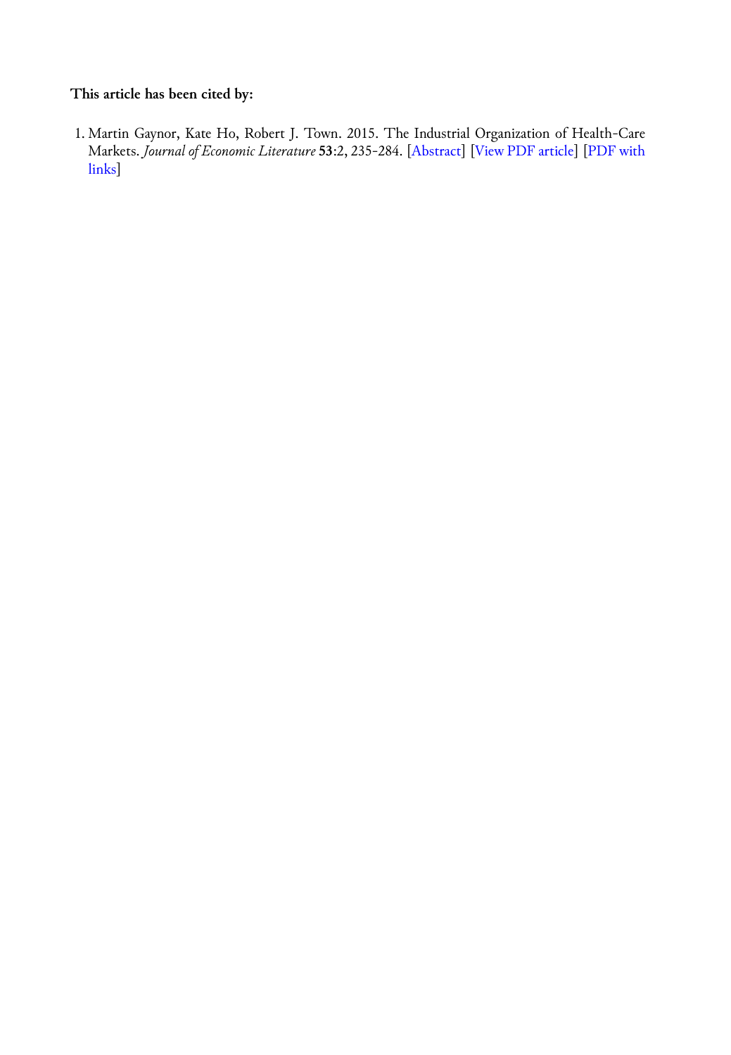**This article has been cited by:**

1. Martin Gaynor, Kate Ho, Robert J. Town. 2015. The Industrial Organization of Health-Care Markets. *Journal of Economic Literature* **53**:2, 235-284. [Abstract] [View PDF article] [PDF with links]